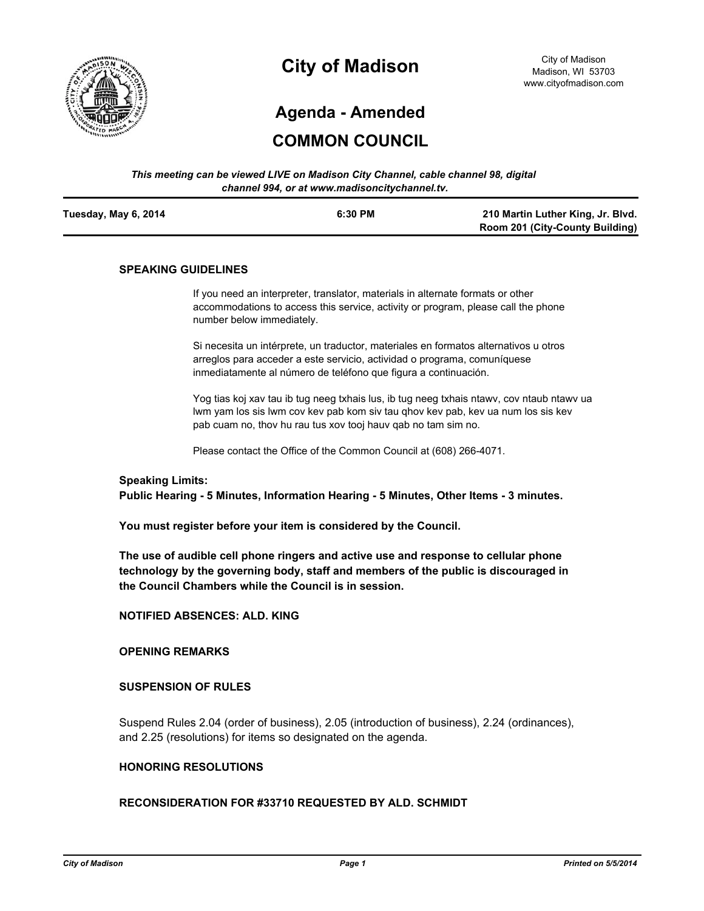# City of Madison

City of Madison
Madison, WI 53703
www.cityofmadison.com

## Agenda - Amended

## COMMON COUNCIL

*This meeting can be viewed LIVE on Madison City Channel, cable channel 98, digital channel 994, or at www.madisoncitychannel.tv.*

| Tuesday, May 6, 2014 | 6:30 PM | 210 Martin Luther King, Jr. Blvd. Room 201 (City-County Building) |
|---|---|---|

### SPEAKING GUIDELINES

If you need an interpreter, translator, materials in alternate formats or other accommodations to access this service, activity or program, please call the phone number below immediately.

Si necesita un intérprete, un traductor, materiales en formatos alternativos u otros arreglos para acceder a este servicio, actividad o programa, comuníquese inmediatamente al número de teléfono que figura a continuación.

Yog tias koj xav tau ib tug neeg txhais lus, ib tug neeg txhais ntawv, cov ntaub ntawv ua lwm yam los sis lwm cov kev pab kom siv tau qhov kev pab, kev ua num los sis kev pab cuam no, thov hu rau tus xov tooj hauv qab no tam sim no.

Please contact the Office of the Common Council at (608) 266-4071.

**Speaking Limits:**
**Public Hearing - 5 Minutes, Information Hearing - 5 Minutes, Other Items - 3 minutes.**

**You must register before your item is considered by the Council.**

**The use of audible cell phone ringers and active use and response to cellular phone technology by the governing body, staff and members of the public is discouraged in the Council Chambers while the Council is in session.**

### NOTIFIED ABSENCES: ALD. KING

### OPENING REMARKS

### SUSPENSION OF RULES

Suspend Rules 2.04 (order of business), 2.05 (introduction of business), 2.24 (ordinances), and 2.25 (resolutions) for items so designated on the agenda.

### HONORING RESOLUTIONS

### RECONSIDERATION FOR #33710 REQUESTED BY ALD. SCHMIDT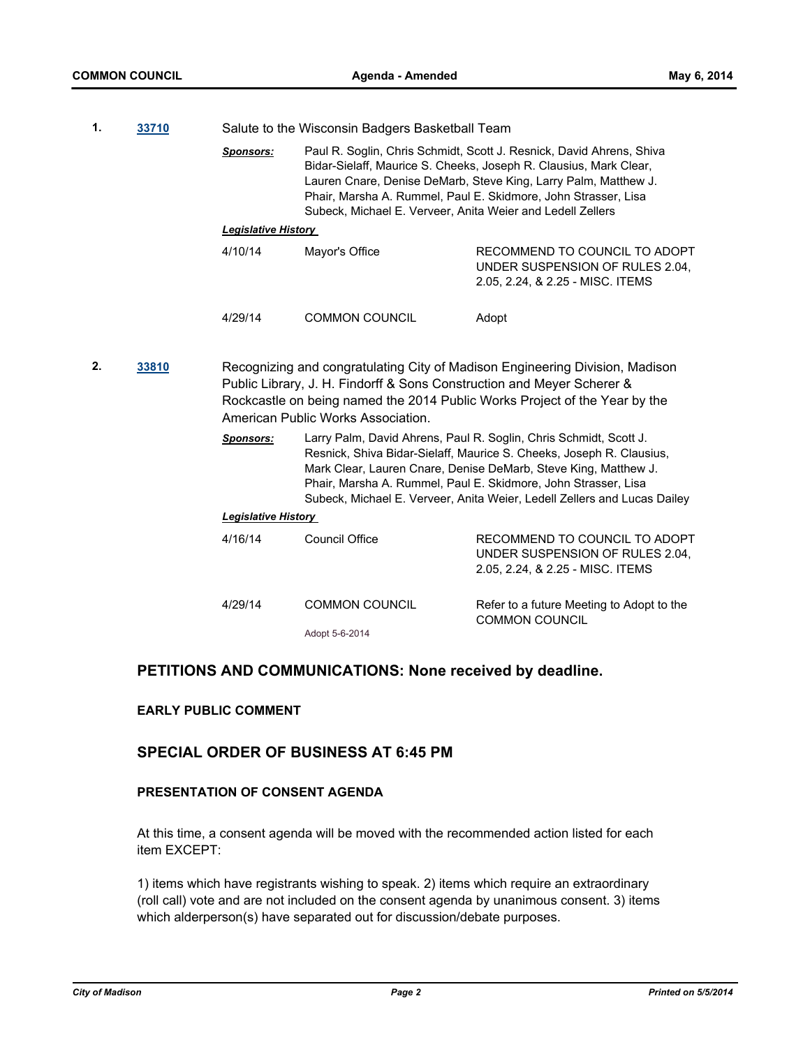**1.** **[33710]** Salute to the Wisconsin Badgers Basketball Team

***Sponsors:*** Paul R. Soglin, Chris Schmidt, Scott J. Resnick, David Ahrens, Shiva Bidar-Sielaff, Maurice S. Cheeks, Joseph R. Clausius, Mark Clear, Lauren Cnare, Denise DeMarb, Steve King, Larry Palm, Matthew J. Phair, Marsha A. Rummel, Paul E. Skidmore, John Strasser, Lisa Subeck, Michael E. Verveer, Anita Weier and Ledell Zellers

***Legislative History***

| | | |
|---|---|---|
| 4/10/14 | Mayor's Office | RECOMMEND TO COUNCIL TO ADOPT UNDER SUSPENSION OF RULES 2.04, 2.05, 2.24, & 2.25 - MISC. ITEMS |
| 4/29/14 | COMMON COUNCIL | Adopt |

**2.** **[33810]** Recognizing and congratulating City of Madison Engineering Division, Madison Public Library, J. H. Findorff & Sons Construction and Meyer Scherer & Rockcastle on being named the 2014 Public Works Project of the Year by the American Public Works Association.

***Sponsors:*** Larry Palm, David Ahrens, Paul R. Soglin, Chris Schmidt, Scott J. Resnick, Shiva Bidar-Sielaff, Maurice S. Cheeks, Joseph R. Clausius, Mark Clear, Lauren Cnare, Denise DeMarb, Steve King, Matthew J. Phair, Marsha A. Rummel, Paul E. Skidmore, John Strasser, Lisa Subeck, Michael E. Verveer, Anita Weier, Ledell Zellers and Lucas Dailey

***Legislative History***

| | | |
|---|---|---|
| 4/16/14 | Council Office | RECOMMEND TO COUNCIL TO ADOPT UNDER SUSPENSION OF RULES 2.04, 2.05, 2.24, & 2.25 - MISC. ITEMS |
| 4/29/14 | COMMON COUNCIL<br>Adopt 5-6-2014 | Refer to a future Meeting to Adopt to the COMMON COUNCIL |

## PETITIONS AND COMMUNICATIONS: None received by deadline.

### EARLY PUBLIC COMMENT

## SPECIAL ORDER OF BUSINESS AT 6:45 PM

### PRESENTATION OF CONSENT AGENDA

At this time, a consent agenda will be moved with the recommended action listed for each item EXCEPT:

1) items which have registrants wishing to speak. 2) items which require an extraordinary (roll call) vote and are not included on the consent agenda by unanimous consent. 3) items which alderperson(s) have separated out for discussion/debate purposes.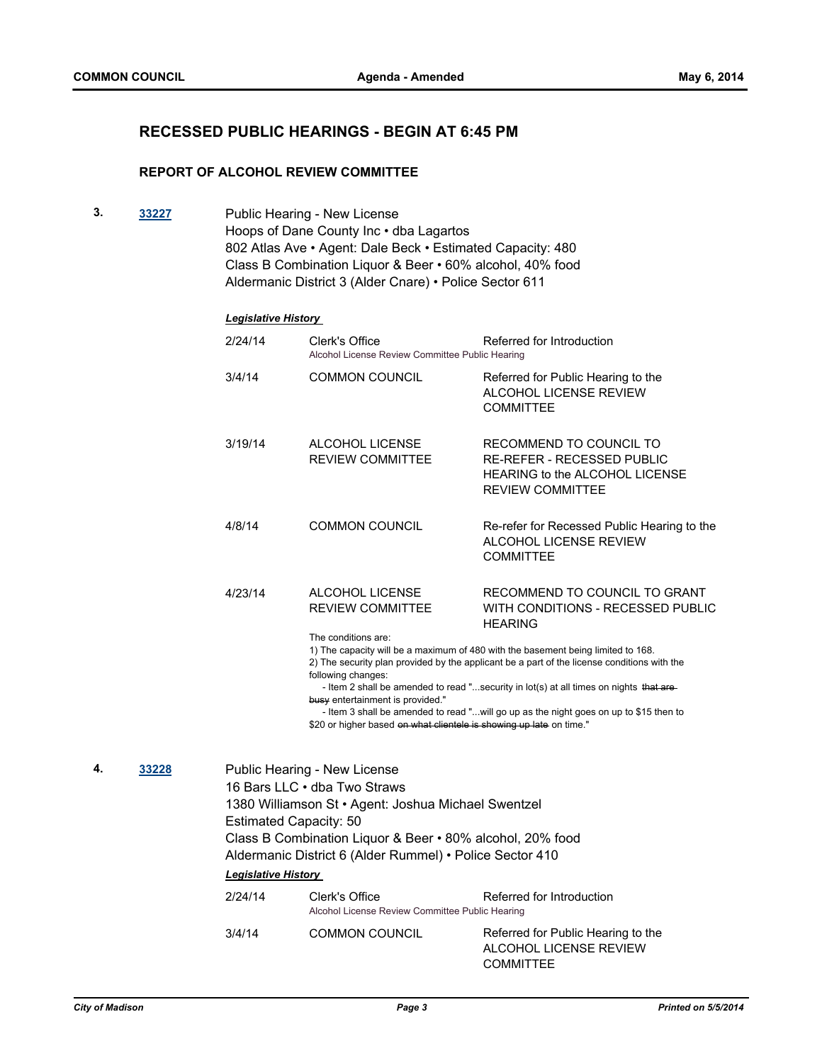## RECESSED PUBLIC HEARINGS - BEGIN AT 6:45 PM

### REPORT OF ALCOHOL REVIEW COMMITTEE

**3.** **33227**

Public Hearing - New License
Hoops of Dane County Inc • dba Lagartos
802 Atlas Ave • Agent: Dale Beck • Estimated Capacity: 480
Class B Combination Liquor & Beer • 60% alcohol, 40% food
Aldermanic District 3 (Alder Cnare) • Police Sector 611

***Legislative History***

| | | |
|---|---|---|
| 2/24/14 | Clerk's Office<br>Alcohol License Review Committee Public Hearing | Referred for Introduction |
| 3/4/14 | COMMON COUNCIL | Referred for Public Hearing to the ALCOHOL LICENSE REVIEW COMMITTEE |
| 3/19/14 | ALCOHOL LICENSE REVIEW COMMITTEE | RECOMMEND TO COUNCIL TO RE-REFER - RECESSED PUBLIC HEARING to the ALCOHOL LICENSE REVIEW COMMITTEE |
| 4/8/14 | COMMON COUNCIL | Re-refer for Recessed Public Hearing to the ALCOHOL LICENSE REVIEW COMMITTEE |
| 4/23/14 | ALCOHOL LICENSE REVIEW COMMITTEE | RECOMMEND TO COUNCIL TO GRANT WITH CONDITIONS - RECESSED PUBLIC HEARING |

The conditions are:
1) The capacity will be a maximum of 480 with the basement being limited to 168.
2) The security plan provided by the applicant be a part of the license conditions with the following changes:
- Item 2 shall be amended to read "...security in lot(s) at all times on nights ~~that are busy~~ entertainment is provided."
- Item 3 shall be amended to read "...will go up as the night goes on up to $15 then to $20 or higher based ~~on what clientele is showing up late~~ on time."

**4.** **33228**

Public Hearing - New License
16 Bars LLC • dba Two Straws
1380 Williamson St • Agent: Joshua Michael Swentzel
Estimated Capacity: 50
Class B Combination Liquor & Beer • 80% alcohol, 20% food
Aldermanic District 6 (Alder Rummel) • Police Sector 410

***Legislative History***

| | | |
|---|---|---|
| 2/24/14 | Clerk's Office<br>Alcohol License Review Committee Public Hearing | Referred for Introduction |
| 3/4/14 | COMMON COUNCIL | Referred for Public Hearing to the ALCOHOL LICENSE REVIEW COMMITTEE |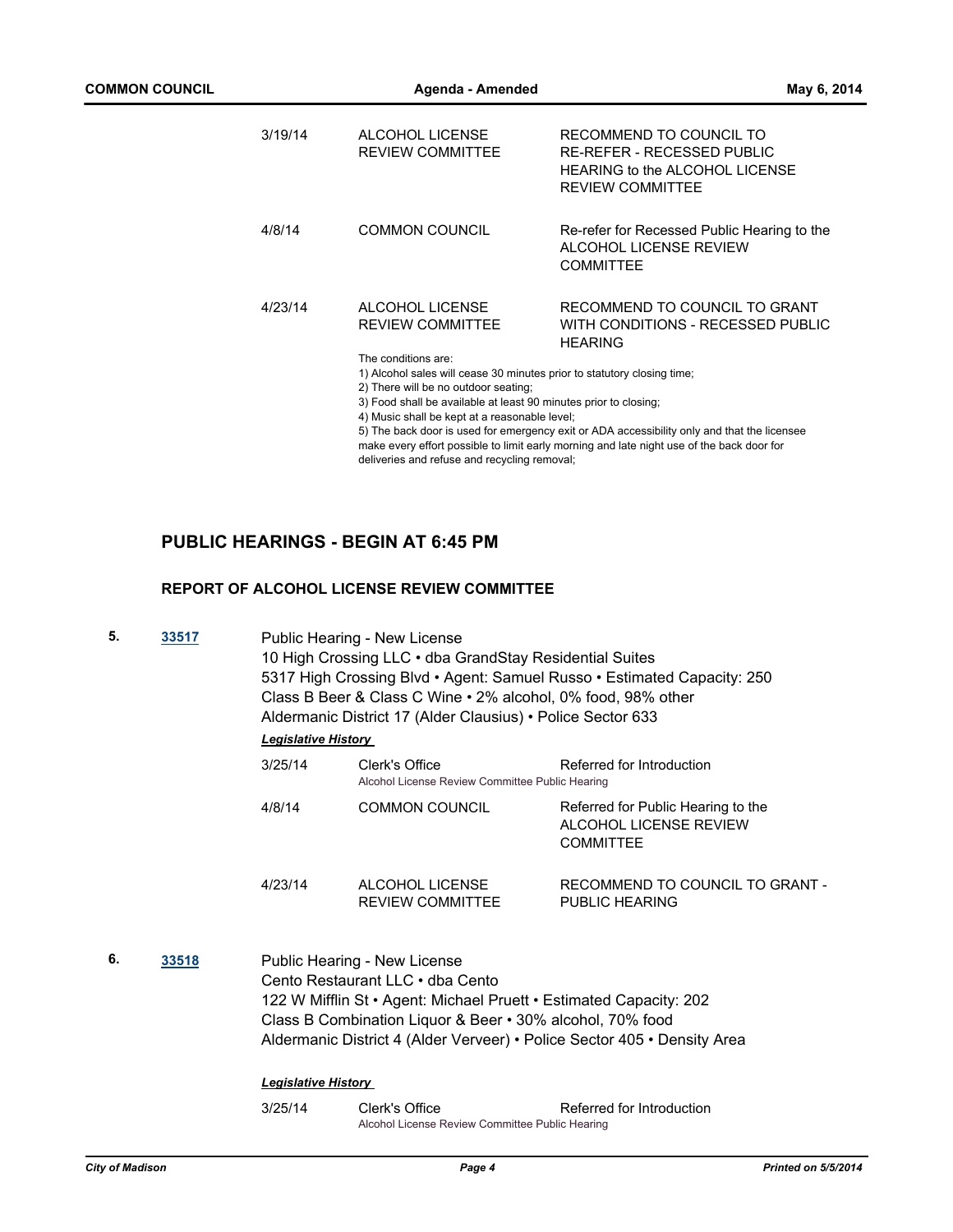| | | |
|---|---|---|
| 3/19/14 | ALCOHOL LICENSE REVIEW COMMITTEE | RECOMMEND TO COUNCIL TO RE-REFER - RECESSED PUBLIC HEARING to the ALCOHOL LICENSE REVIEW COMMITTEE |
| 4/8/14 | COMMON COUNCIL | Re-refer for Recessed Public Hearing to the ALCOHOL LICENSE REVIEW COMMITTEE |
| 4/23/14 | ALCOHOL LICENSE REVIEW COMMITTEE | RECOMMEND TO COUNCIL TO GRANT WITH CONDITIONS - RECESSED PUBLIC HEARING |

The conditions are:
1) Alcohol sales will cease 30 minutes prior to statutory closing time;
2) There will be no outdoor seating;
3) Food shall be available at least 90 minutes prior to closing;
4) Music shall be kept at a reasonable level;
5) The back door is used for emergency exit or ADA accessibility only and that the licensee make every effort possible to limit early morning and late night use of the back door for deliveries and refuse and recycling removal;

## PUBLIC HEARINGS - BEGIN AT 6:45 PM

### REPORT OF ALCOHOL LICENSE REVIEW COMMITTEE

**5.** [33517]

Public Hearing - New License
10 High Crossing LLC • dba GrandStay Residential Suites
5317 High Crossing Blvd • Agent: Samuel Russo • Estimated Capacity: 250
Class B Beer & Class C Wine • 2% alcohol, 0% food, 98% other
Aldermanic District 17 (Alder Clausius) • Police Sector 633

***Legislative History***

| | | |
|---|---|---|
| 3/25/14 | Clerk's Office<br>Alcohol License Review Committee Public Hearing | Referred for Introduction |
| 4/8/14 | COMMON COUNCIL | Referred for Public Hearing to the ALCOHOL LICENSE REVIEW COMMITTEE |
| 4/23/14 | ALCOHOL LICENSE REVIEW COMMITTEE | RECOMMEND TO COUNCIL TO GRANT - PUBLIC HEARING |

**6.** [33518]

Public Hearing - New License
Cento Restaurant LLC • dba Cento
122 W Mifflin St • Agent: Michael Pruett • Estimated Capacity: 202
Class B Combination Liquor & Beer • 30% alcohol, 70% food
Aldermanic District 4 (Alder Verveer) • Police Sector 405 • Density Area

***Legislative History***

| | | |
|---|---|---|
| 3/25/14 | Clerk's Office<br>Alcohol License Review Committee Public Hearing | Referred for Introduction |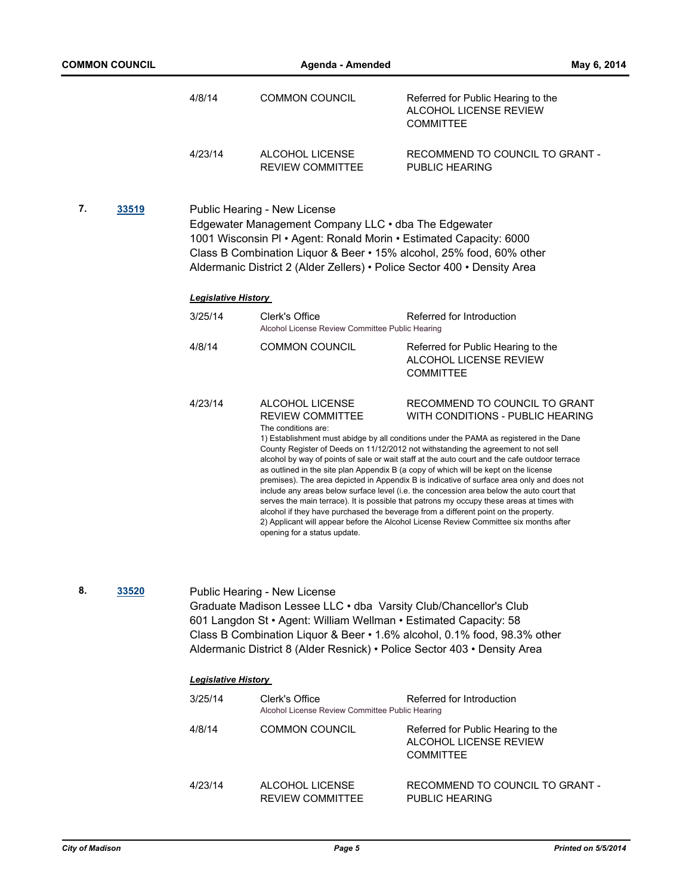| | | |
|---|---|---|
| 4/8/14 | COMMON COUNCIL | Referred for Public Hearing to the ALCOHOL LICENSE REVIEW COMMITTEE |
| 4/23/14 | ALCOHOL LICENSE REVIEW COMMITTEE | RECOMMEND TO COUNCIL TO GRANT - PUBLIC HEARING |

**7.** **33519**

Public Hearing - New License
Edgewater Management Company LLC • dba The Edgewater
1001 Wisconsin Pl • Agent: Ronald Morin • Estimated Capacity: 6000
Class B Combination Liquor & Beer • 15% alcohol, 25% food, 60% other
Aldermanic District 2 (Alder Zellers) • Police Sector 400 • Density Area

***Legislative History***

| | | |
|---|---|---|
| 3/25/14 | Clerk's Office<br>Alcohol License Review Committee Public Hearing | Referred for Introduction |
| 4/8/14 | COMMON COUNCIL | Referred for Public Hearing to the ALCOHOL LICENSE REVIEW COMMITTEE |
| 4/23/14 | ALCOHOL LICENSE REVIEW COMMITTEE | RECOMMEND TO COUNCIL TO GRANT WITH CONDITIONS - PUBLIC HEARING |

The conditions are:
1) Establishment must abidge by all conditions under the PAMA as registered in the Dane County Register of Deeds on 11/12/2012 not withstanding the agreement to not sell alcohol by way of points of sale or wait staff at the auto court and the cafe outdoor terrace as outlined in the site plan Appendix B (a copy of which will be kept on the license premises). The area depicted in Appendix B is indicative of surface area only and does not include any areas below surface level (i.e. the concession area below the auto court that serves the main terrace). It is possible that patrons my occupy these areas at times with alcohol if they have purchased the beverage from a different point on the property.
2) Applicant will appear before the Alcohol License Review Committee six months after opening for a status update.

**8.** **33520**

Public Hearing - New License
Graduate Madison Lessee LLC • dba Varsity Club/Chancellor's Club
601 Langdon St • Agent: William Wellman • Estimated Capacity: 58
Class B Combination Liquor & Beer • 1.6% alcohol, 0.1% food, 98.3% other
Aldermanic District 8 (Alder Resnick) • Police Sector 403 • Density Area

***Legislative History***

| | | |
|---|---|---|
| 3/25/14 | Clerk's Office<br>Alcohol License Review Committee Public Hearing | Referred for Introduction |
| 4/8/14 | COMMON COUNCIL | Referred for Public Hearing to the ALCOHOL LICENSE REVIEW COMMITTEE |
| 4/23/14 | ALCOHOL LICENSE REVIEW COMMITTEE | RECOMMEND TO COUNCIL TO GRANT - PUBLIC HEARING |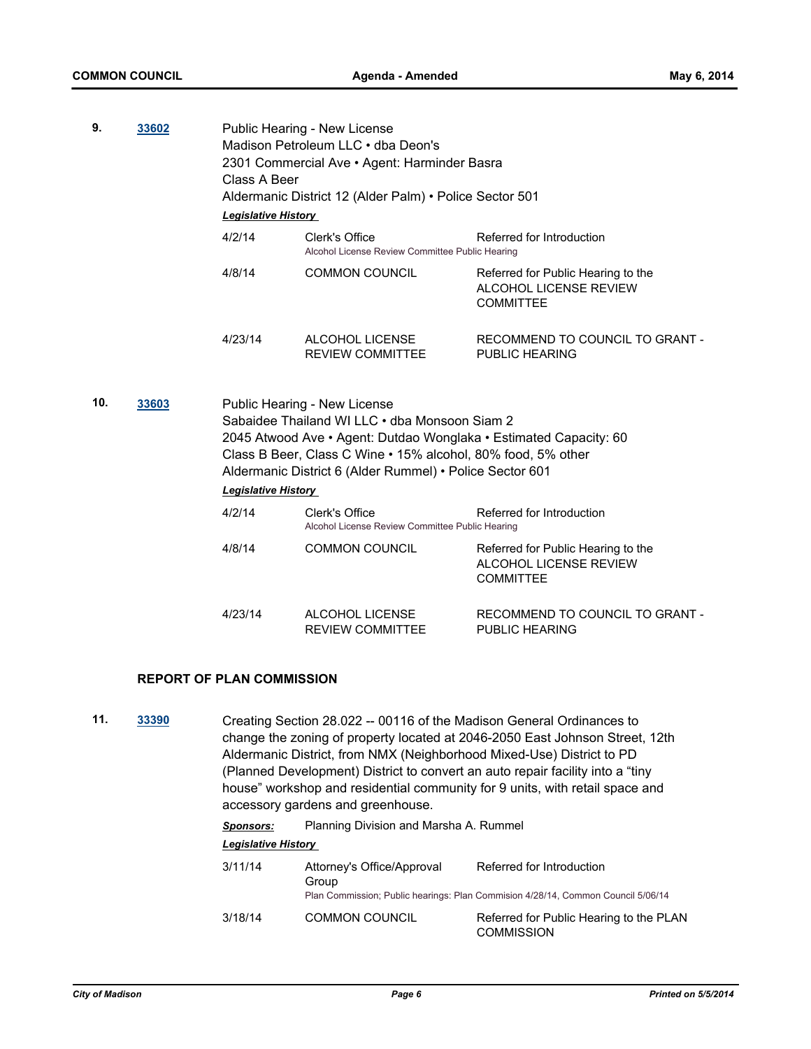**9.** **33602**

Public Hearing - New License
Madison Petroleum LLC • dba Deon's
2301 Commercial Ave • Agent: Harminder Basra
Class A Beer
Aldermanic District 12 (Alder Palm) • Police Sector 501

***Legislative History***

| | | |
|---|---|---|
| 4/2/14 | Clerk's Office<br>Alcohol License Review Committee Public Hearing | Referred for Introduction |
| 4/8/14 | COMMON COUNCIL | Referred for Public Hearing to the ALCOHOL LICENSE REVIEW COMMITTEE |
| 4/23/14 | ALCOHOL LICENSE REVIEW COMMITTEE | RECOMMEND TO COUNCIL TO GRANT - PUBLIC HEARING |

**10.** **33603**

Public Hearing - New License
Sabaidee Thailand WI LLC • dba Monsoon Siam 2
2045 Atwood Ave • Agent: Dutdao Wonglaka • Estimated Capacity: 60
Class B Beer, Class C Wine • 15% alcohol, 80% food, 5% other
Aldermanic District 6 (Alder Rummel) • Police Sector 601

***Legislative History***

| | | |
|---|---|---|
| 4/2/14 | Clerk's Office<br>Alcohol License Review Committee Public Hearing | Referred for Introduction |
| 4/8/14 | COMMON COUNCIL | Referred for Public Hearing to the ALCOHOL LICENSE REVIEW COMMITTEE |
| 4/23/14 | ALCOHOL LICENSE REVIEW COMMITTEE | RECOMMEND TO COUNCIL TO GRANT - PUBLIC HEARING |

## REPORT OF PLAN COMMISSION

**11.** **33390**

Creating Section 28.022 -- 00116 of the Madison General Ordinances to change the zoning of property located at 2046-2050 East Johnson Street, 12th Aldermanic District, from NMX (Neighborhood Mixed-Use) District to PD (Planned Development) District to convert an auto repair facility into a "tiny house" workshop and residential community for 9 units, with retail space and accessory gardens and greenhouse.

***Sponsors:*** Planning Division and Marsha A. Rummel

***Legislative History***

| | | |
|---|---|---|
| 3/11/14 | Attorney's Office/Approval Group<br>Plan Commission; Public hearings: Plan Commision 4/28/14, Common Council 5/06/14 | Referred for Introduction |
| 3/18/14 | COMMON COUNCIL | Referred for Public Hearing to the PLAN COMMISSION |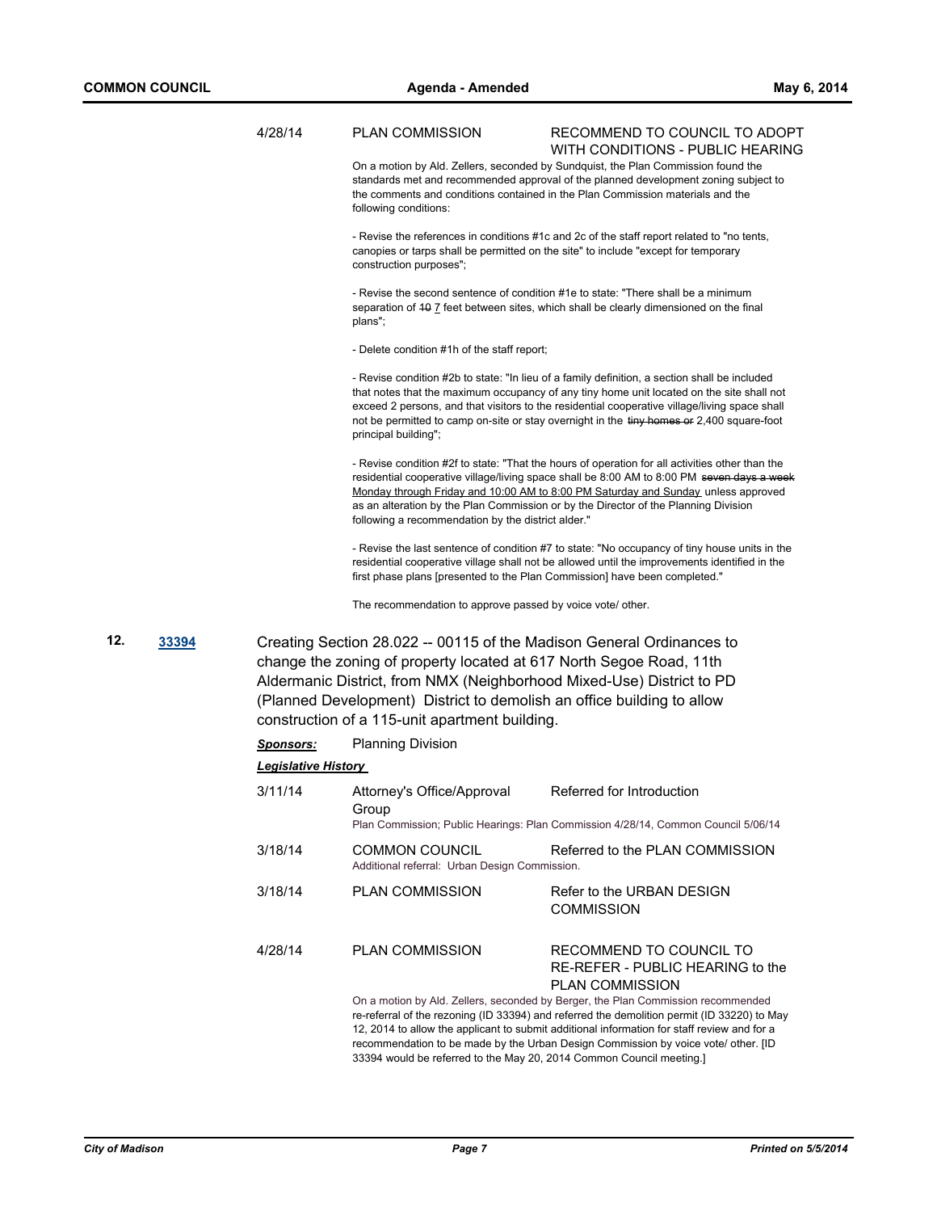4/28/14 | PLAN COMMISSION | RECOMMEND TO COUNCIL TO ADOPT WITH CONDITIONS - PUBLIC HEARING

On a motion by Ald. Zellers, seconded by Sundquist, the Plan Commission found the standards met and recommended approval of the planned development zoning subject to the comments and conditions contained in the Plan Commission materials and the following conditions:

- Revise the references in conditions #1c and 2c of the staff report related to "no tents, canopies or tarps shall be permitted on the site" to include "except for temporary construction purposes";

- Revise the second sentence of condition #1e to state: "There shall be a minimum separation of ~~10~~ 7 feet between sites, which shall be clearly dimensioned on the final plans";

- Delete condition #1h of the staff report;

- Revise condition #2b to state: "In lieu of a family definition, a section shall be included that notes that the maximum occupancy of any tiny home unit located on the site shall not exceed 2 persons, and that visitors to the residential cooperative village/living space shall not be permitted to camp on-site or stay overnight in the ~~tiny homes or~~ 2,400 square-foot principal building";

- Revise condition #2f to state: "That the hours of operation for all activities other than the residential cooperative village/living space shall be 8:00 AM to 8:00 PM ~~seven days a week~~ Monday through Friday and 10:00 AM to 8:00 PM Saturday and Sunday unless approved as an alteration by the Plan Commission or by the Director of the Planning Division following a recommendation by the district alder."

- Revise the last sentence of condition #7 to state: "No occupancy of tiny house units in the residential cooperative village shall not be allowed until the improvements identified in the first phase plans [presented to the Plan Commission] have been completed."

The recommendation to approve passed by voice vote/ other.

**12.** **33394** Creating Section 28.022 -- 00115 of the Madison General Ordinances to change the zoning of property located at 617 North Segoe Road, 11th Aldermanic District, from NMX (Neighborhood Mixed-Use) District to PD (Planned Development) District to demolish an office building to allow construction of a 115-unit apartment building.

***Sponsors:*** Planning Division

***Legislative History***

3/11/14 | Attorney's Office/Approval Group | Referred for Introduction

Plan Commission; Public Hearings: Plan Commission 4/28/14, Common Council 5/06/14

3/18/14 | COMMON COUNCIL | Referred to the PLAN COMMISSION

Additional referral: Urban Design Commission.

3/18/14 | PLAN COMMISSION | Refer to the URBAN DESIGN COMMISSION

4/28/14 | PLAN COMMISSION | RECOMMEND TO COUNCIL TO RE-REFER - PUBLIC HEARING to the PLAN COMMISSION

On a motion by Ald. Zellers, seconded by Berger, the Plan Commission recommended re-referral of the rezoning (ID 33394) and referred the demolition permit (ID 33220) to May 12, 2014 to allow the applicant to submit additional information for staff review and for a recommendation to be made by the Urban Design Commission by voice vote/ other. [ID 33394 would be referred to the May 20, 2014 Common Council meeting.]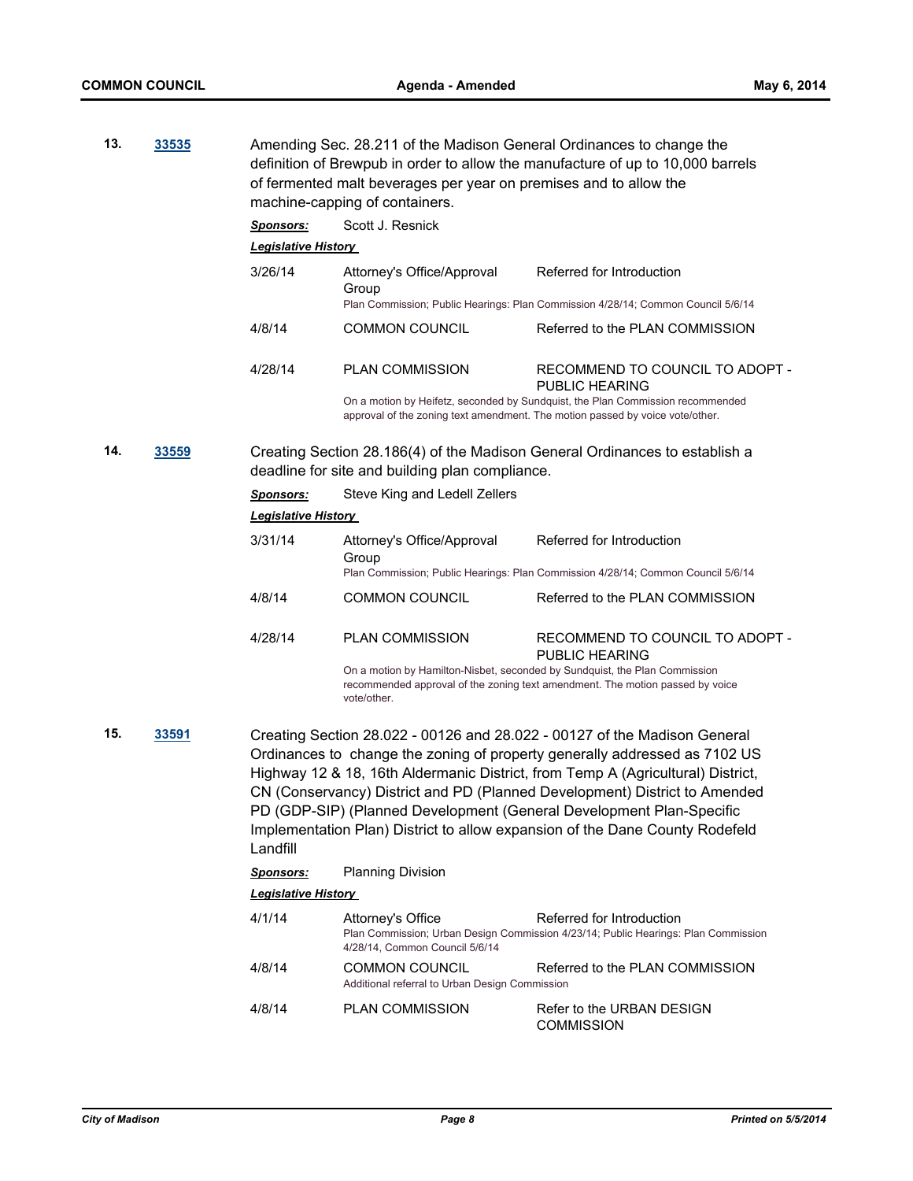**13.** **33535**

Amending Sec. 28.211 of the Madison General Ordinances to change the definition of Brewpub in order to allow the manufacture of up to 10,000 barrels of fermented malt beverages per year on premises and to allow the machine-capping of containers.

***Sponsors:*** Scott J. Resnick

***Legislative History***

| | | |
|---|---|---|
| 3/26/14 | Attorney's Office/Approval Group | Referred for Introduction |
| | Plan Commission; Public Hearings: Plan Commission 4/28/14; Common Council 5/6/14 | |
| 4/8/14 | COMMON COUNCIL | Referred to the PLAN COMMISSION |
| 4/28/14 | PLAN COMMISSION | RECOMMEND TO COUNCIL TO ADOPT - PUBLIC HEARING |
| | On a motion by Heifetz, seconded by Sundquist, the Plan Commission recommended approval of the zoning text amendment. The motion passed by voice vote/other. | |

**14.** **33559**

Creating Section 28.186(4) of the Madison General Ordinances to establish a deadline for site and building plan compliance.

***Sponsors:*** Steve King and Ledell Zellers

***Legislative History***

| | | |
|---|---|---|
| 3/31/14 | Attorney's Office/Approval Group | Referred for Introduction |
| | Plan Commission; Public Hearings: Plan Commission 4/28/14; Common Council 5/6/14 | |
| 4/8/14 | COMMON COUNCIL | Referred to the PLAN COMMISSION |
| 4/28/14 | PLAN COMMISSION | RECOMMEND TO COUNCIL TO ADOPT - PUBLIC HEARING |
| | On a motion by Hamilton-Nisbet, seconded by Sundquist, the Plan Commission recommended approval of the zoning text amendment. The motion passed by voice vote/other. | |

**15.** **33591**

Creating Section 28.022 - 00126 and 28.022 - 00127 of the Madison General Ordinances to change the zoning of property generally addressed as 7102 US Highway 12 & 18, 16th Aldermanic District, from Temp A (Agricultural) District, CN (Conservancy) District and PD (Planned Development) District to Amended PD (GDP-SIP) (Planned Development (General Development Plan-Specific Implementation Plan) District to allow expansion of the Dane County Rodefeld Landfill

***Sponsors:*** Planning Division

***Legislative History***

| | | |
|---|---|---|
| 4/1/14 | Attorney's Office | Referred for Introduction |
| | Plan Commission; Urban Design Commission 4/23/14; Public Hearings: Plan Commission 4/28/14, Common Council 5/6/14 | |
| 4/8/14 | COMMON COUNCIL | Referred to the PLAN COMMISSION |
| | Additional referral to Urban Design Commission | |
| 4/8/14 | PLAN COMMISSION | Refer to the URBAN DESIGN COMMISSION |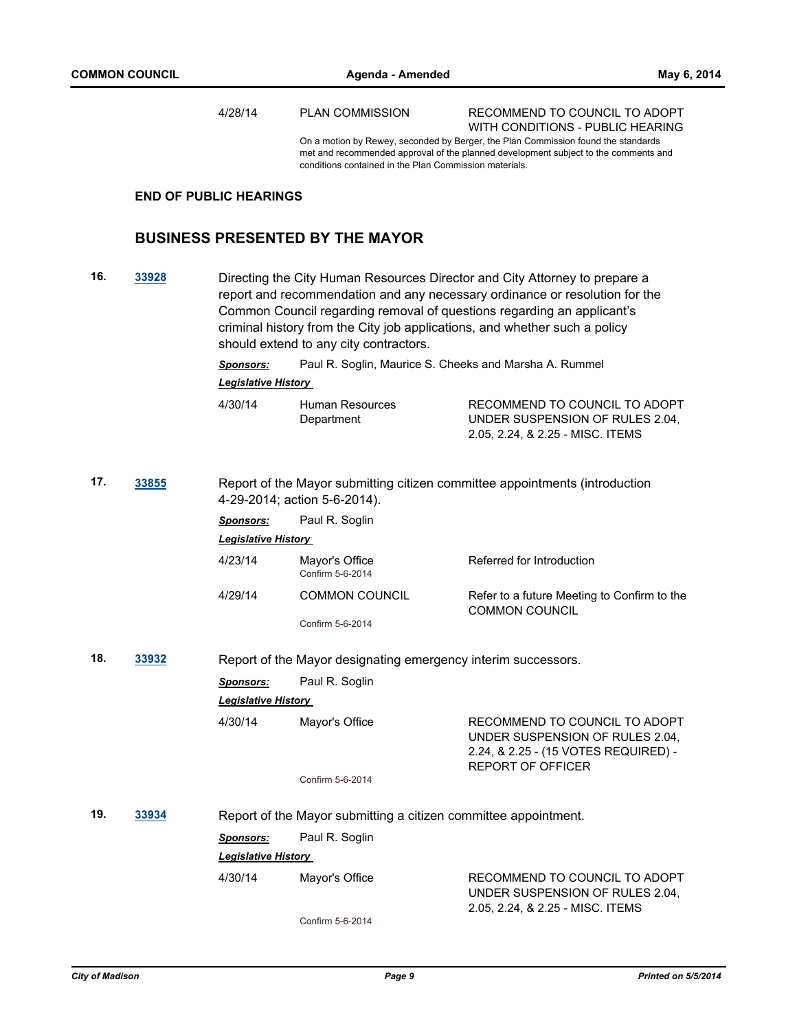| | | |
|---|---|---|
| 4/28/14 | PLAN COMMISSION | RECOMMEND TO COUNCIL TO ADOPT WITH CONDITIONS - PUBLIC HEARING |

On a motion by Rewey, seconded by Berger, the Plan Commission found the standards met and recommended approval of the planned development subject to the comments and conditions contained in the Plan Commission materials.

**END OF PUBLIC HEARINGS**

## BUSINESS PRESENTED BY THE MAYOR

**16.** **33928** Directing the City Human Resources Director and City Attorney to prepare a report and recommendation and any necessary ordinance or resolution for the Common Council regarding removal of questions regarding an applicant's criminal history from the City job applications, and whether such a policy should extend to any city contractors.

***Sponsors:*** Paul R. Soglin, Maurice S. Cheeks and Marsha A. Rummel

***Legislative History***

| | | |
|---|---|---|
| 4/30/14 | Human Resources Department | RECOMMEND TO COUNCIL TO ADOPT UNDER SUSPENSION OF RULES 2.04, 2.05, 2.24, & 2.25 - MISC. ITEMS |

**17.** **33855** Report of the Mayor submitting citizen committee appointments (introduction 4-29-2014; action 5-6-2014).

***Sponsors:*** Paul R. Soglin

***Legislative History***

| | | |
|---|---|---|
| 4/23/14 | Mayor's Office<br>Confirm 5-6-2014 | Referred for Introduction |
| 4/29/14 | COMMON COUNCIL<br>Confirm 5-6-2014 | Refer to a future Meeting to Confirm to the COMMON COUNCIL |

**18.** **33932** Report of the Mayor designating emergency interim successors.

***Sponsors:*** Paul R. Soglin

***Legislative History***

| | | |
|---|---|---|
| 4/30/14 | Mayor's Office<br>Confirm 5-6-2014 | RECOMMEND TO COUNCIL TO ADOPT UNDER SUSPENSION OF RULES 2.04, 2.24, & 2.25 - (15 VOTES REQUIRED) - REPORT OF OFFICER |

**19.** **33934** Report of the Mayor submitting a citizen committee appointment.

***Sponsors:*** Paul R. Soglin

***Legislative History***

| | | |
|---|---|---|
| 4/30/14 | Mayor's Office<br>Confirm 5-6-2014 | RECOMMEND TO COUNCIL TO ADOPT UNDER SUSPENSION OF RULES 2.04, 2.05, 2.24, & 2.25 - MISC. ITEMS |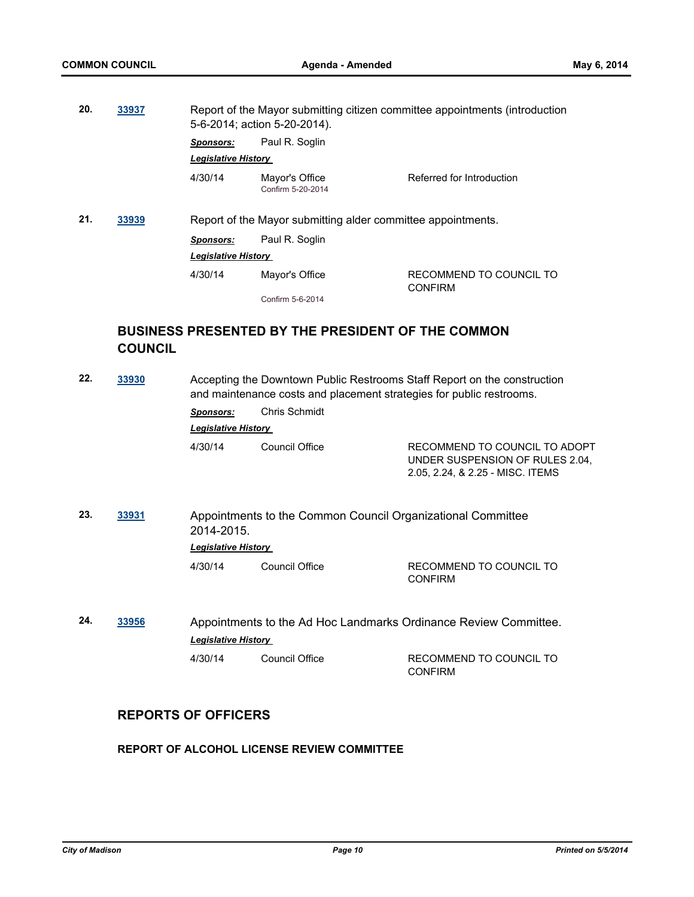**20.** **33937** Report of the Mayor submitting citizen committee appointments (introduction 5-6-2014; action 5-20-2014).

***Sponsors:*** Paul R. Soglin

***Legislative History***

| | | |
|---|---|---|
| 4/30/14 | Mayor's Office<br>Confirm 5-20-2014 | Referred for Introduction |

**21.** **33939** Report of the Mayor submitting alder committee appointments.

***Sponsors:*** Paul R. Soglin

***Legislative History***

| | | |
|---|---|---|
| 4/30/14 | Mayor's Office<br>Confirm 5-6-2014 | RECOMMEND TO COUNCIL TO CONFIRM |

## BUSINESS PRESENTED BY THE PRESIDENT OF THE COMMON COUNCIL

**22.** **33930** Accepting the Downtown Public Restrooms Staff Report on the construction and maintenance costs and placement strategies for public restrooms.

***Sponsors:*** Chris Schmidt

***Legislative History***

| | | |
|---|---|---|
| 4/30/14 | Council Office | RECOMMEND TO COUNCIL TO ADOPT UNDER SUSPENSION OF RULES 2.04, 2.05, 2.24, & 2.25 - MISC. ITEMS |

**23.** **33931** Appointments to the Common Council Organizational Committee 2014-2015.

***Legislative History***

| | | |
|---|---|---|
| 4/30/14 | Council Office | RECOMMEND TO COUNCIL TO CONFIRM |

**24.** **33956** Appointments to the Ad Hoc Landmarks Ordinance Review Committee.

***Legislative History***

| | | |
|---|---|---|
| 4/30/14 | Council Office | RECOMMEND TO COUNCIL TO CONFIRM |

## REPORTS OF OFFICERS

### REPORT OF ALCOHOL LICENSE REVIEW COMMITTEE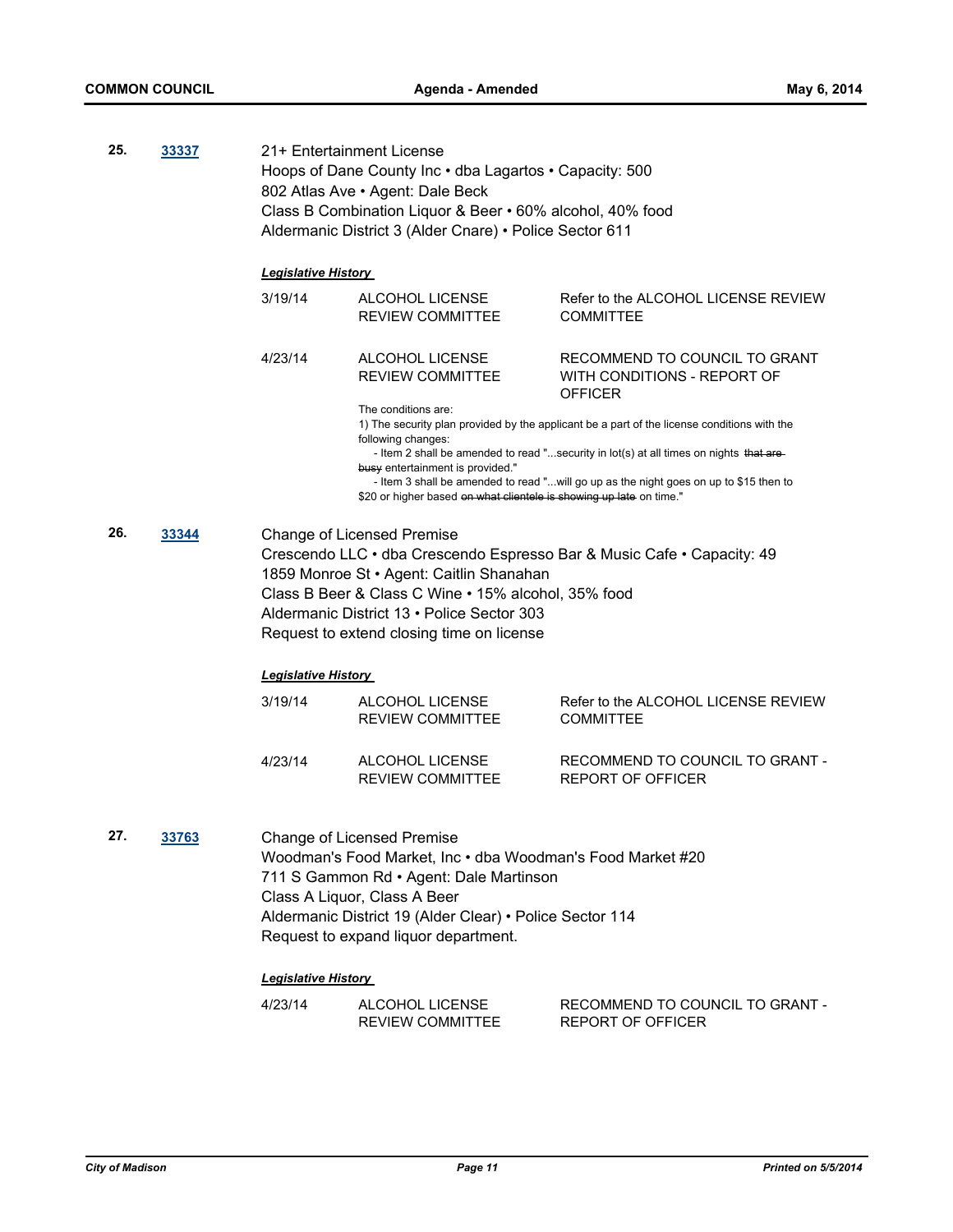**25.** **33337**

21+ Entertainment License
Hoops of Dane County Inc • dba Lagartos • Capacity: 500
802 Atlas Ave • Agent: Dale Beck
Class B Combination Liquor & Beer • 60% alcohol, 40% food
Aldermanic District 3 (Alder Cnare) • Police Sector 611

***Legislative History***

| | | |
|---|---|---|
| 3/19/14 | ALCOHOL LICENSE REVIEW COMMITTEE | Refer to the ALCOHOL LICENSE REVIEW COMMITTEE |
| 4/23/14 | ALCOHOL LICENSE REVIEW COMMITTEE | RECOMMEND TO COUNCIL TO GRANT WITH CONDITIONS - REPORT OF OFFICER |

The conditions are:
1) The security plan provided by the applicant be a part of the license conditions with the following changes:
- Item 2 shall be amended to read "...security in lot(s) at all times on nights ~~that are busy~~ entertainment is provided."
- Item 3 shall be amended to read "...will go up as the night goes on up to $15 then to $20 or higher based ~~on what clientele is showing up late~~ on time."

**26.** **33344**

Change of Licensed Premise
Crescendo LLC • dba Crescendo Espresso Bar & Music Cafe • Capacity: 49
1859 Monroe St • Agent: Caitlin Shanahan
Class B Beer & Class C Wine • 15% alcohol, 35% food
Aldermanic District 13 • Police Sector 303
Request to extend closing time on license

***Legislative History***

| | | |
|---|---|---|
| 3/19/14 | ALCOHOL LICENSE REVIEW COMMITTEE | Refer to the ALCOHOL LICENSE REVIEW COMMITTEE |
| 4/23/14 | ALCOHOL LICENSE REVIEW COMMITTEE | RECOMMEND TO COUNCIL TO GRANT - REPORT OF OFFICER |

**27.** **33763**

Change of Licensed Premise
Woodman's Food Market, Inc • dba Woodman's Food Market #20
711 S Gammon Rd • Agent: Dale Martinson
Class A Liquor, Class A Beer
Aldermanic District 19 (Alder Clear) • Police Sector 114
Request to expand liquor department.

***Legislative History***

| | | |
|---|---|---|
| 4/23/14 | ALCOHOL LICENSE REVIEW COMMITTEE | RECOMMEND TO COUNCIL TO GRANT - REPORT OF OFFICER |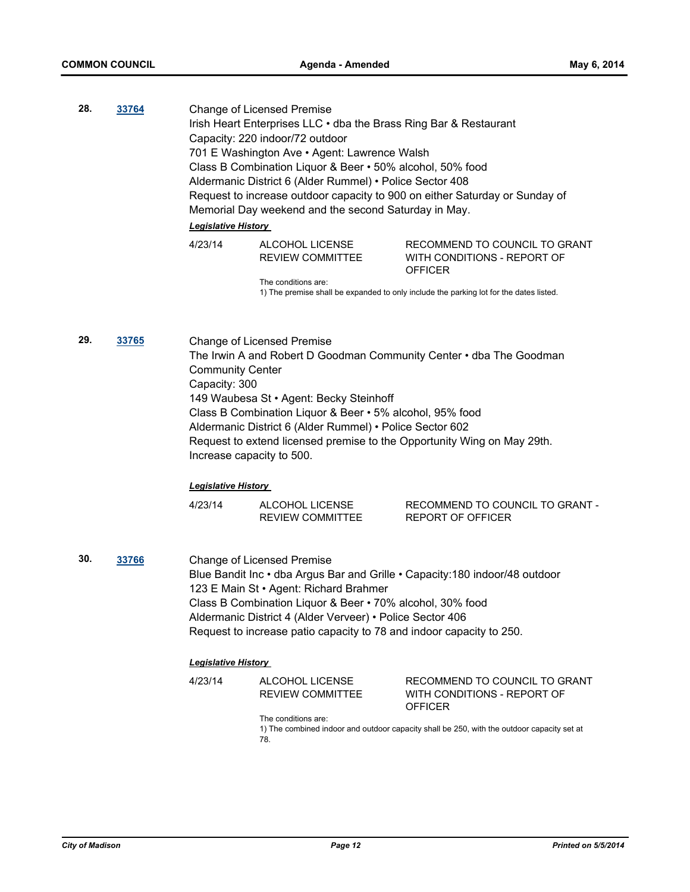**28.** **33764**

Change of Licensed Premise
Irish Heart Enterprises LLC • dba the Brass Ring Bar & Restaurant
Capacity: 220 indoor/72 outdoor
701 E Washington Ave • Agent: Lawrence Walsh
Class B Combination Liquor & Beer • 50% alcohol, 50% food
Aldermanic District 6 (Alder Rummel) • Police Sector 408
Request to increase outdoor capacity to 900 on either Saturday or Sunday of Memorial Day weekend and the second Saturday in May.

***Legislative History***

| | | |
|---|---|---|
| 4/23/14 | ALCOHOL LICENSE REVIEW COMMITTEE | RECOMMEND TO COUNCIL TO GRANT WITH CONDITIONS - REPORT OF OFFICER |

The conditions are:
1) The premise shall be expanded to only include the parking lot for the dates listed.

**29.** **33765**

Change of Licensed Premise
The Irwin A and Robert D Goodman Community Center • dba The Goodman Community Center
Capacity: 300
149 Waubesa St • Agent: Becky Steinhoff
Class B Combination Liquor & Beer • 5% alcohol, 95% food
Aldermanic District 6 (Alder Rummel) • Police Sector 602
Request to extend licensed premise to the Opportunity Wing on May 29th. Increase capacity to 500.

***Legislative History***

| | | |
|---|---|---|
| 4/23/14 | ALCOHOL LICENSE REVIEW COMMITTEE | RECOMMEND TO COUNCIL TO GRANT - REPORT OF OFFICER |

**30.** **33766**

Change of Licensed Premise
Blue Bandit Inc • dba Argus Bar and Grille • Capacity:180 indoor/48 outdoor
123 E Main St • Agent: Richard Brahmer
Class B Combination Liquor & Beer • 70% alcohol, 30% food
Aldermanic District 4 (Alder Verveer) • Police Sector 406
Request to increase patio capacity to 78 and indoor capacity to 250.

***Legislative History***

| | | |
|---|---|---|
| 4/23/14 | ALCOHOL LICENSE REVIEW COMMITTEE | RECOMMEND TO COUNCIL TO GRANT WITH CONDITIONS - REPORT OF OFFICER |

The conditions are:
1) The combined indoor and outdoor capacity shall be 250, with the outdoor capacity set at 78.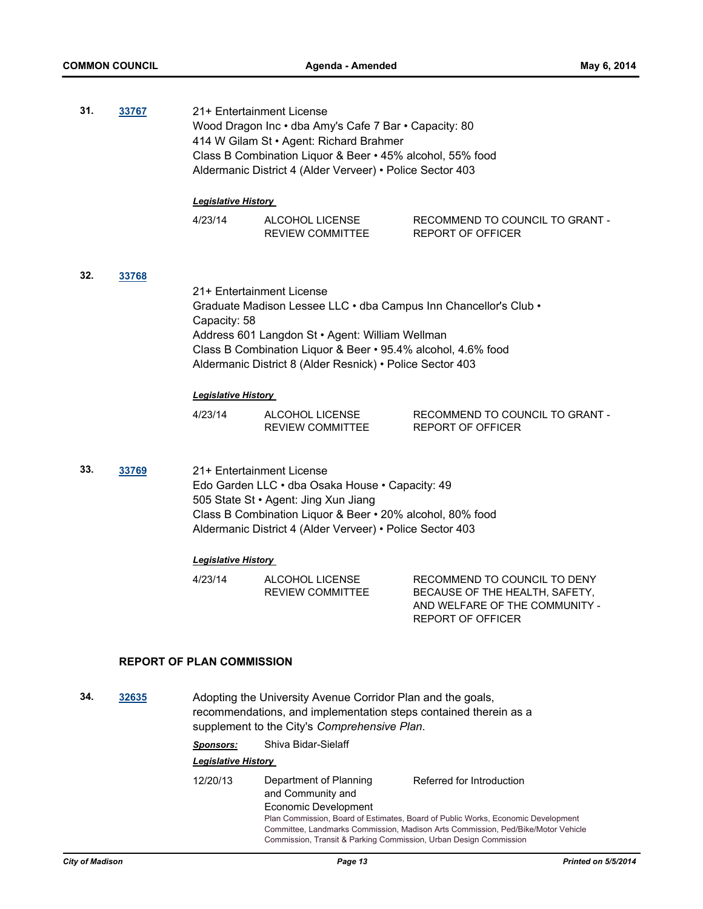**31.** **33767**

21+ Entertainment License
Wood Dragon Inc • dba Amy's Cafe 7 Bar • Capacity: 80
414 W Gilam St • Agent: Richard Brahmer
Class B Combination Liquor & Beer • 45% alcohol, 55% food
Aldermanic District 4 (Alder Verveer) • Police Sector 403

***Legislative History***

| | | |
|---|---|---|
| 4/23/14 | ALCOHOL LICENSE REVIEW COMMITTEE | RECOMMEND TO COUNCIL TO GRANT - REPORT OF OFFICER |

**32.** **33768**

21+ Entertainment License
Graduate Madison Lessee LLC • dba Campus Inn Chancellor's Club • Capacity: 58
Address 601 Langdon St • Agent: William Wellman
Class B Combination Liquor & Beer • 95.4% alcohol, 4.6% food
Aldermanic District 8 (Alder Resnick) • Police Sector 403

***Legislative History***

| | | |
|---|---|---|
| 4/23/14 | ALCOHOL LICENSE REVIEW COMMITTEE | RECOMMEND TO COUNCIL TO GRANT - REPORT OF OFFICER |

**33.** **33769**

21+ Entertainment License
Edo Garden LLC • dba Osaka House • Capacity: 49
505 State St • Agent: Jing Xun Jiang
Class B Combination Liquor & Beer • 20% alcohol, 80% food
Aldermanic District 4 (Alder Verveer) • Police Sector 403

***Legislative History***

| | | |
|---|---|---|
| 4/23/14 | ALCOHOL LICENSE REVIEW COMMITTEE | RECOMMEND TO COUNCIL TO DENY BECAUSE OF THE HEALTH, SAFETY, AND WELFARE OF THE COMMUNITY - REPORT OF OFFICER |

## REPORT OF PLAN COMMISSION

**34.** **32635**

Adopting the University Avenue Corridor Plan and the goals, recommendations, and implementation steps contained therein as a supplement to the City's *Comprehensive Plan*.

***Sponsors:*** Shiva Bidar-Sielaff

***Legislative History***

| | | |
|---|---|---|
| 12/20/13 | Department of Planning and Community and Economic Development | Referred for Introduction |

Plan Commission, Board of Estimates, Board of Public Works, Economic Development Committee, Landmarks Commission, Madison Arts Commission, Ped/Bike/Motor Vehicle Commission, Transit & Parking Commission, Urban Design Commission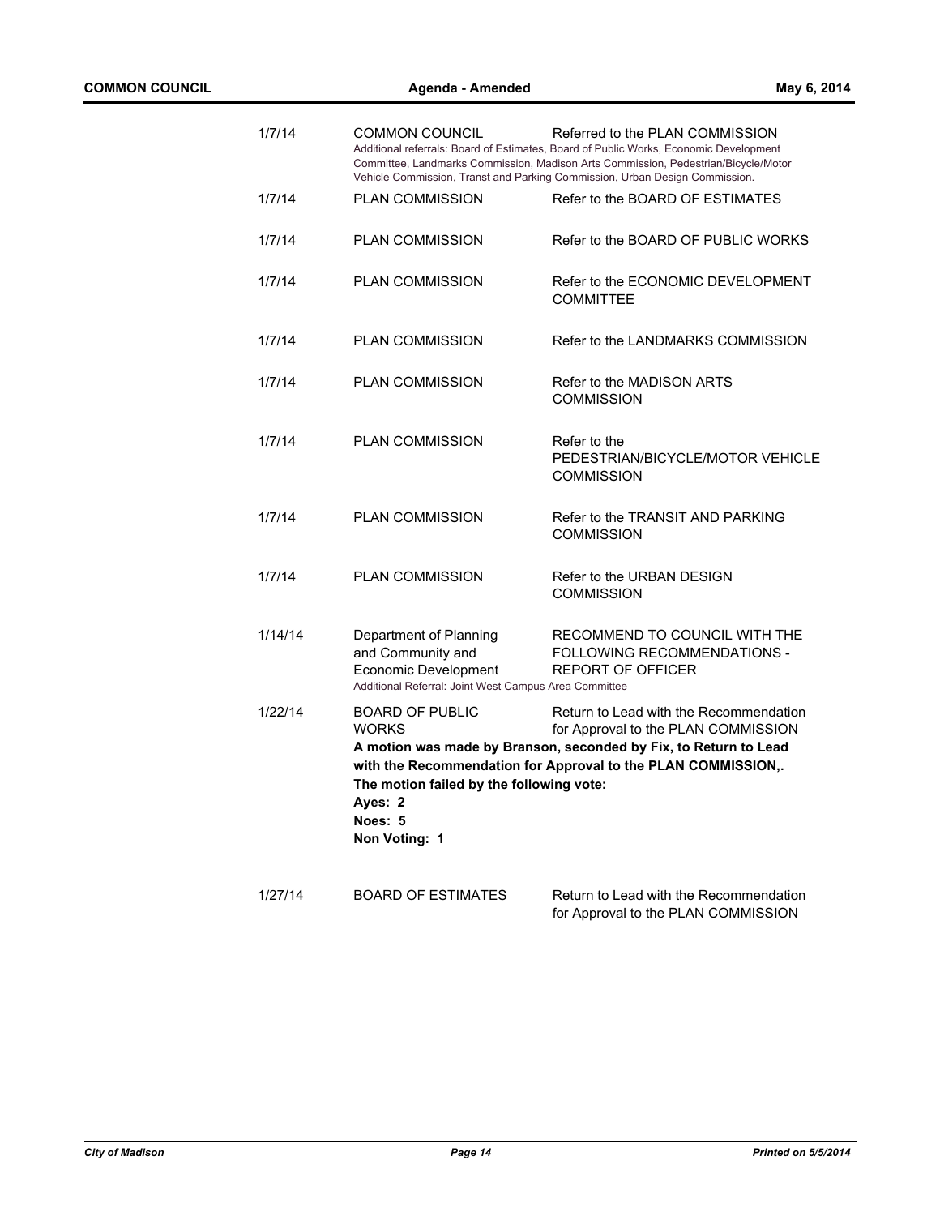| Date | Acting Body | Action |
|---|---|---|
| 1/7/14 | COMMON COUNCIL | Referred to the PLAN COMMISSION |
| | Additional referrals: Board of Estimates, Board of Public Works, Economic Development Committee, Landmarks Commission, Madison Arts Commission, Pedestrian/Bicycle/Motor Vehicle Commission, Transt and Parking Commission, Urban Design Commission. | |
| 1/7/14 | PLAN COMMISSION | Refer to the BOARD OF ESTIMATES |
| 1/7/14 | PLAN COMMISSION | Refer to the BOARD OF PUBLIC WORKS |
| 1/7/14 | PLAN COMMISSION | Refer to the ECONOMIC DEVELOPMENT COMMITTEE |
| 1/7/14 | PLAN COMMISSION | Refer to the LANDMARKS COMMISSION |
| 1/7/14 | PLAN COMMISSION | Refer to the MADISON ARTS COMMISSION |
| 1/7/14 | PLAN COMMISSION | Refer to the PEDESTRIAN/BICYCLE/MOTOR VEHICLE COMMISSION |
| 1/7/14 | PLAN COMMISSION | Refer to the TRANSIT AND PARKING COMMISSION |
| 1/7/14 | PLAN COMMISSION | Refer to the URBAN DESIGN COMMISSION |
| 1/14/14 | Department of Planning and Community and Economic Development | RECOMMEND TO COUNCIL WITH THE FOLLOWING RECOMMENDATIONS - REPORT OF OFFICER |
| | Additional Referral: Joint West Campus Area Committee | |
| 1/22/14 | BOARD OF PUBLIC WORKS | Return to Lead with the Recommendation for Approval to the PLAN COMMISSION |

**A motion was made by Branson, seconded by Fix, to Return to Lead with the Recommendation for Approval to the PLAN COMMISSION,. The motion failed by the following vote:**

**Ayes: 2**

**Noes: 5**

**Non Voting: 1**

| Date | Acting Body | Action |
|---|---|---|
| 1/27/14 | BOARD OF ESTIMATES | Return to Lead with the Recommendation for Approval to the PLAN COMMISSION |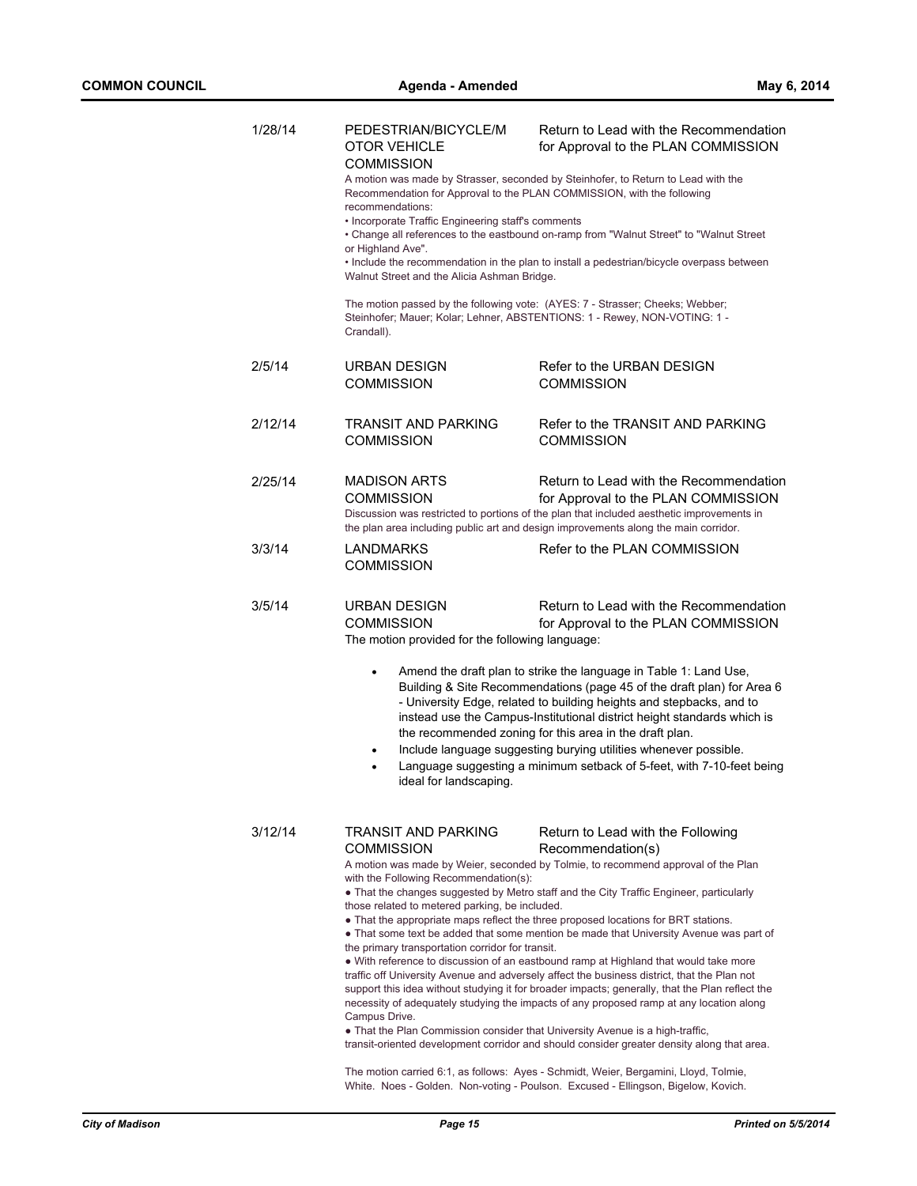| Date | Body | Action |
|---|---|---|
| 1/28/14 | PEDESTRIAN/BICYCLE/MOTOR VEHICLE COMMISSION | Return to Lead with the Recommendation for Approval to the PLAN COMMISSION |

A motion was made by Strasser, seconded by Steinhofer, to Return to Lead with the Recommendation for Approval to the PLAN COMMISSION, with the following recommendations:

- Incorporate Traffic Engineering staff's comments
- Change all references to the eastbound on-ramp from "Walnut Street" to "Walnut Street or Highland Ave".
- Include the recommendation in the plan to install a pedestrian/bicycle overpass between Walnut Street and the Alicia Ashman Bridge.

The motion passed by the following vote: (AYES: 7 - Strasser; Cheeks; Webber; Steinhofer; Mauer; Kolar; Lehner, ABSTENTIONS: 1 - Rewey, NON-VOTING: 1 - Crandall).

| Date | Body | Action |
|---|---|---|
| 2/5/14 | URBAN DESIGN COMMISSION | Refer to the URBAN DESIGN COMMISSION |
| 2/12/14 | TRANSIT AND PARKING COMMISSION | Refer to the TRANSIT AND PARKING COMMISSION |
| 2/25/14 | MADISON ARTS COMMISSION | Return to Lead with the Recommendation for Approval to the PLAN COMMISSION |

Discussion was restricted to portions of the plan that included aesthetic improvements in the plan area including public art and design improvements along the main corridor.

| Date | Body | Action |
|---|---|---|
| 3/3/14 | LANDMARKS COMMISSION | Refer to the PLAN COMMISSION |
| 3/5/14 | URBAN DESIGN COMMISSION | Return to Lead with the Recommendation for Approval to the PLAN COMMISSION |

The motion provided for the following language:

- Amend the draft plan to strike the language in Table 1: Land Use, Building & Site Recommendations (page 45 of the draft plan) for Area 6 - University Edge, related to building heights and stepbacks, and to instead use the Campus-Institutional district height standards which is the recommended zoning for this area in the draft plan.
- Include language suggesting burying utilities whenever possible.
- Language suggesting a minimum setback of 5-feet, with 7-10-feet being ideal for landscaping.

| Date | Body | Action |
|---|---|---|
| 3/12/14 | TRANSIT AND PARKING COMMISSION | Return to Lead with the Following Recommendation(s) |

A motion was made by Weier, seconded by Tolmie, to recommend approval of the Plan with the Following Recommendation(s):

- That the changes suggested by Metro staff and the City Traffic Engineer, particularly those related to metered parking, be included.
- That the appropriate maps reflect the three proposed locations for BRT stations.
- That some text be added that some mention be made that University Avenue was part of the primary transportation corridor for transit.
- With reference to discussion of an eastbound ramp at Highland that would take more traffic off University Avenue and adversely affect the business district, that the Plan not support this idea without studying it for broader impacts; generally, that the Plan reflect the necessity of adequately studying the impacts of any proposed ramp at any location along Campus Drive.
- That the Plan Commission consider that University Avenue is a high-traffic, transit-oriented development corridor and should consider greater density along that area.

The motion carried 6:1, as follows: Ayes - Schmidt, Weier, Bergamini, Lloyd, Tolmie, White. Noes - Golden. Non-voting - Poulson. Excused - Ellingson, Bigelow, Kovich.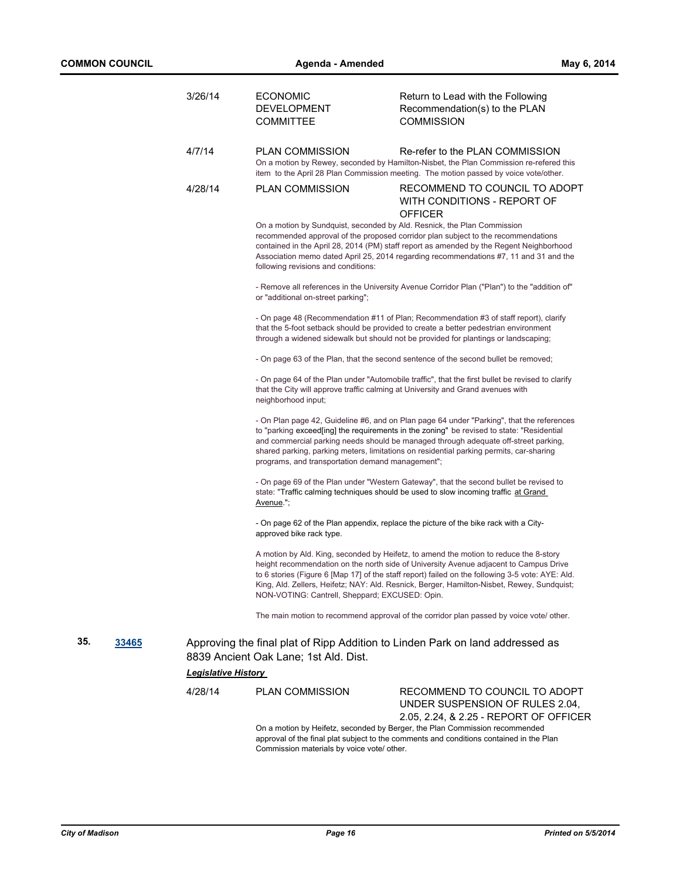| | | |
|---|---|---|
| 3/26/14 | ECONOMIC DEVELOPMENT COMMITTEE | Return to Lead with the Following Recommendation(s) to the PLAN COMMISSION |
| 4/7/14 | PLAN COMMISSION | Re-refer to the PLAN COMMISSION |

On a motion by Rewey, seconded by Hamilton-Nisbet, the Plan Commission re-refered this item to the April 28 Plan Commission meeting. The motion passed by voice vote/other.

| | | |
|---|---|---|
| 4/28/14 | PLAN COMMISSION | RECOMMEND TO COUNCIL TO ADOPT WITH CONDITIONS - REPORT OF OFFICER |

On a motion by Sundquist, seconded by Ald. Resnick, the Plan Commission recommended approval of the proposed corridor plan subject to the recommendations contained in the April 28, 2014 (PM) staff report as amended by the Regent Neighborhood Association memo dated April 25, 2014 regarding recommendations #7, 11 and 31 and the following revisions and conditions:

- Remove all references in the University Avenue Corridor Plan ("Plan") to the "addition of" or "additional on-street parking";

- On page 48 (Recommendation #11 of Plan; Recommendation #3 of staff report), clarify that the 5-foot setback should be provided to create a better pedestrian environment through a widened sidewalk but should not be provided for plantings or landscaping;

- On page 63 of the Plan, that the second sentence of the second bullet be removed;

- On page 64 of the Plan under "Automobile traffic", that the first bullet be revised to clarify that the City will approve traffic calming at University and Grand avenues with neighborhood input;

- On Plan page 42, Guideline #6, and on Plan page 64 under "Parking", that the references to "parking exceed[ing] the requirements in the zoning" be revised to state: "Residential and commercial parking needs should be managed through adequate off-street parking, shared parking, parking meters, limitations on residential parking permits, car-sharing programs, and transportation demand management";

- On page 69 of the Plan under "Western Gateway", that the second bullet be revised to state: "Traffic calming techniques should be used to slow incoming traffic <u>at Grand Avenue</u>.";

- On page 62 of the Plan appendix, replace the picture of the bike rack with a City-approved bike rack type.

A motion by Ald. King, seconded by Heifetz, to amend the motion to reduce the 8-story height recommendation on the north side of University Avenue adjacent to Campus Drive to 6 stories (Figure 6 [Map 17] of the staff report) failed on the following 3-5 vote: AYE: Ald. King, Ald. Zellers, Heifetz; NAY: Ald. Resnick, Berger, Hamilton-Nisbet, Rewey, Sundquist; NON-VOTING: Cantrell, Sheppard; EXCUSED: Opin.

The main motion to recommend approval of the corridor plan passed by voice vote/ other.

**35. [33465]** Approving the final plat of Ripp Addition to Linden Park on land addressed as 8839 Ancient Oak Lane; 1st Ald. Dist.

***Legislative History***

| | | |
|---|---|---|
| 4/28/14 | PLAN COMMISSION | RECOMMEND TO COUNCIL TO ADOPT UNDER SUSPENSION OF RULES 2.04, 2.05, 2.24, & 2.25 - REPORT OF OFFICER |

On a motion by Heifetz, seconded by Berger, the Plan Commission recommended approval of the final plat subject to the comments and conditions contained in the Plan Commission materials by voice vote/ other.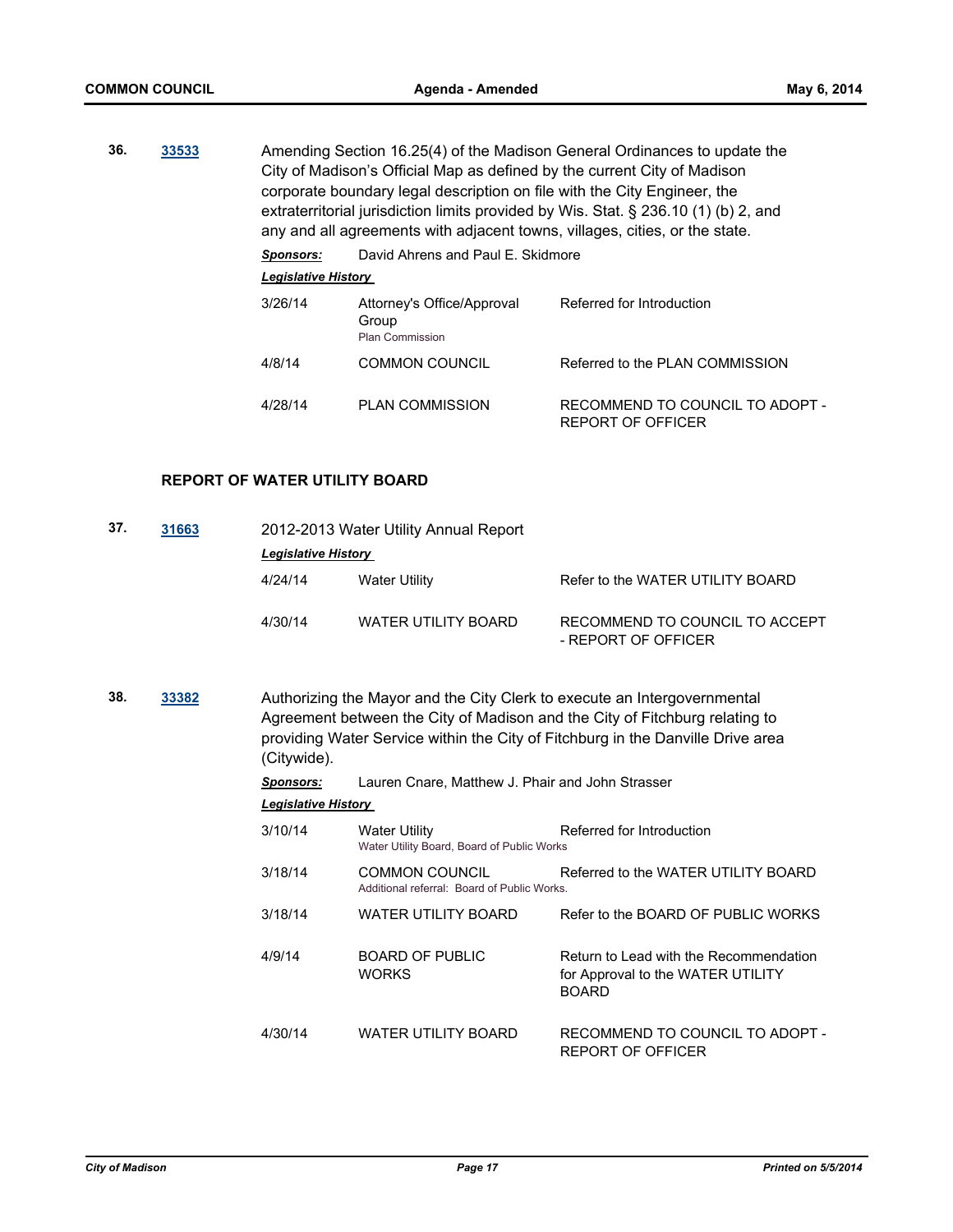**36.** **33533** Amending Section 16.25(4) of the Madison General Ordinances to update the City of Madison's Official Map as defined by the current City of Madison corporate boundary legal description on file with the City Engineer, the extraterritorial jurisdiction limits provided by Wis. Stat. § 236.10 (1) (b) 2, and any and all agreements with adjacent towns, villages, cities, or the state.

***Sponsors:*** David Ahrens and Paul E. Skidmore

***Legislative History***

| | | |
|---|---|---|
| 3/26/14 | Attorney's Office/Approval Group<br>Plan Commission | Referred for Introduction |
| 4/8/14 | COMMON COUNCIL | Referred to the PLAN COMMISSION |
| 4/28/14 | PLAN COMMISSION | RECOMMEND TO COUNCIL TO ADOPT - REPORT OF OFFICER |

**REPORT OF WATER UTILITY BOARD**

**37.** **31663** 2012-2013 Water Utility Annual Report

***Legislative History***

| | | |
|---|---|---|
| 4/24/14 | Water Utility | Refer to the WATER UTILITY BOARD |
| 4/30/14 | WATER UTILITY BOARD | RECOMMEND TO COUNCIL TO ACCEPT - REPORT OF OFFICER |

**38.** **33382** Authorizing the Mayor and the City Clerk to execute an Intergovernmental Agreement between the City of Madison and the City of Fitchburg relating to providing Water Service within the City of Fitchburg in the Danville Drive area (Citywide).

***Sponsors:*** Lauren Cnare, Matthew J. Phair and John Strasser

***Legislative History***

| | | |
|---|---|---|
| 3/10/14 | Water Utility<br>Water Utility Board, Board of Public Works | Referred for Introduction |
| 3/18/14 | COMMON COUNCIL<br>Additional referral: Board of Public Works. | Referred to the WATER UTILITY BOARD |
| 3/18/14 | WATER UTILITY BOARD | Refer to the BOARD OF PUBLIC WORKS |
| 4/9/14 | BOARD OF PUBLIC WORKS | Return to Lead with the Recommendation for Approval to the WATER UTILITY BOARD |
| 4/30/14 | WATER UTILITY BOARD | RECOMMEND TO COUNCIL TO ADOPT - REPORT OF OFFICER |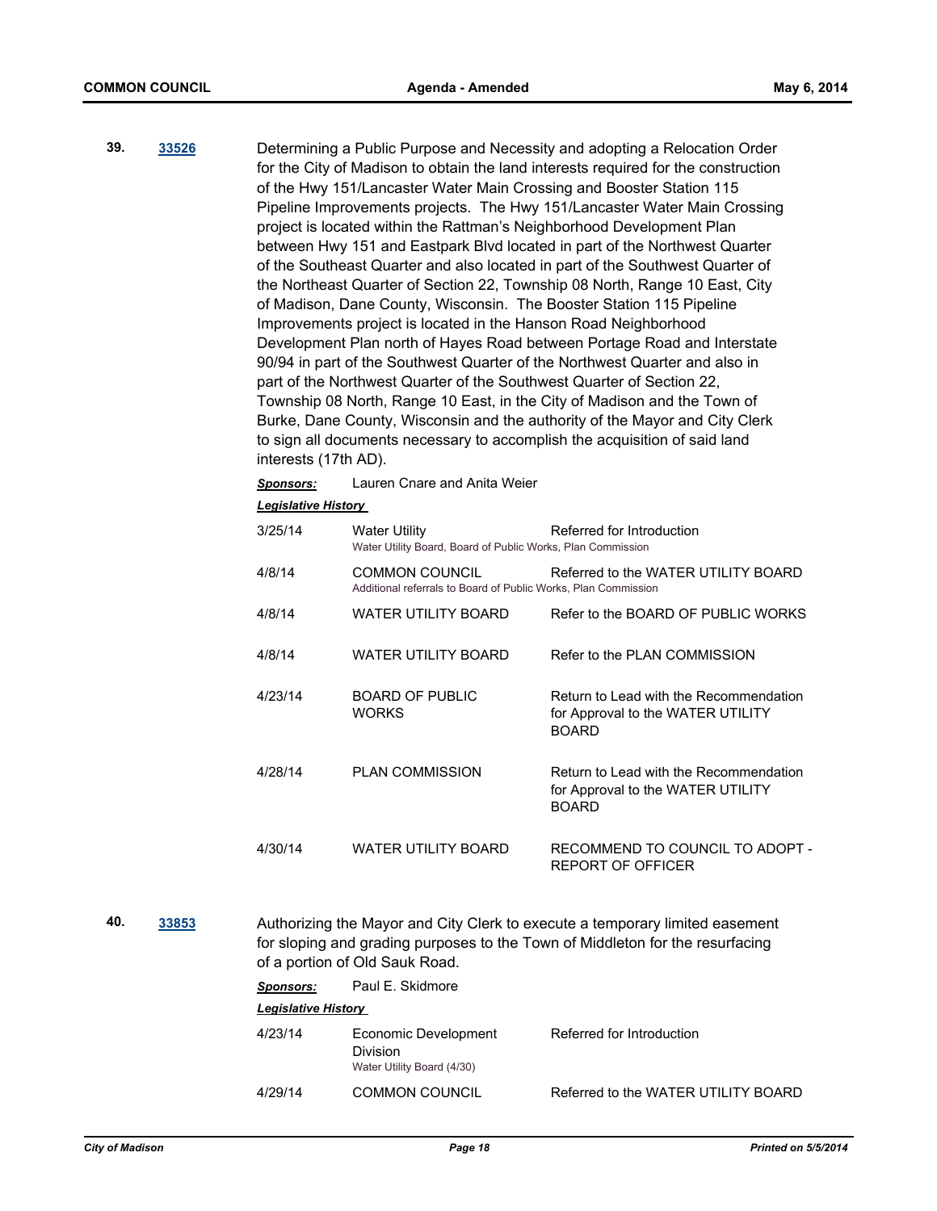**39.** **33526**

Determining a Public Purpose and Necessity and adopting a Relocation Order for the City of Madison to obtain the land interests required for the construction of the Hwy 151/Lancaster Water Main Crossing and Booster Station 115 Pipeline Improvements projects. The Hwy 151/Lancaster Water Main Crossing project is located within the Rattman's Neighborhood Development Plan between Hwy 151 and Eastpark Blvd located in part of the Northwest Quarter of the Southeast Quarter and also located in part of the Southwest Quarter of the Northeast Quarter of Section 22, Township 08 North, Range 10 East, City of Madison, Dane County, Wisconsin. The Booster Station 115 Pipeline Improvements project is located in the Hanson Road Neighborhood Development Plan north of Hayes Road between Portage Road and Interstate 90/94 in part of the Southwest Quarter of the Northwest Quarter and also in part of the Northwest Quarter of the Southwest Quarter of Section 22, Township 08 North, Range 10 East, in the City of Madison and the Town of Burke, Dane County, Wisconsin and the authority of the Mayor and City Clerk to sign all documents necessary to accomplish the acquisition of said land interests (17th AD).

***Sponsors:*** Lauren Cnare and Anita Weier

***Legislative History***

| | | |
|---|---|---|
| 3/25/14 | Water Utility<br>Water Utility Board, Board of Public Works, Plan Commission | Referred for Introduction |
| 4/8/14 | COMMON COUNCIL<br>Additional referrals to Board of Public Works, Plan Commission | Referred to the WATER UTILITY BOARD |
| 4/8/14 | WATER UTILITY BOARD | Refer to the BOARD OF PUBLIC WORKS |
| 4/8/14 | WATER UTILITY BOARD | Refer to the PLAN COMMISSION |
| 4/23/14 | BOARD OF PUBLIC WORKS | Return to Lead with the Recommendation for Approval to the WATER UTILITY BOARD |
| 4/28/14 | PLAN COMMISSION | Return to Lead with the Recommendation for Approval to the WATER UTILITY BOARD |
| 4/30/14 | WATER UTILITY BOARD | RECOMMEND TO COUNCIL TO ADOPT - REPORT OF OFFICER |

**40.** **33853**

Authorizing the Mayor and City Clerk to execute a temporary limited easement for sloping and grading purposes to the Town of Middleton for the resurfacing of a portion of Old Sauk Road.

***Sponsors:*** Paul E. Skidmore

***Legislative History***

| | | |
|---|---|---|
| 4/23/14 | Economic Development Division<br>Water Utility Board (4/30) | Referred for Introduction |
| 4/29/14 | COMMON COUNCIL | Referred to the WATER UTILITY BOARD |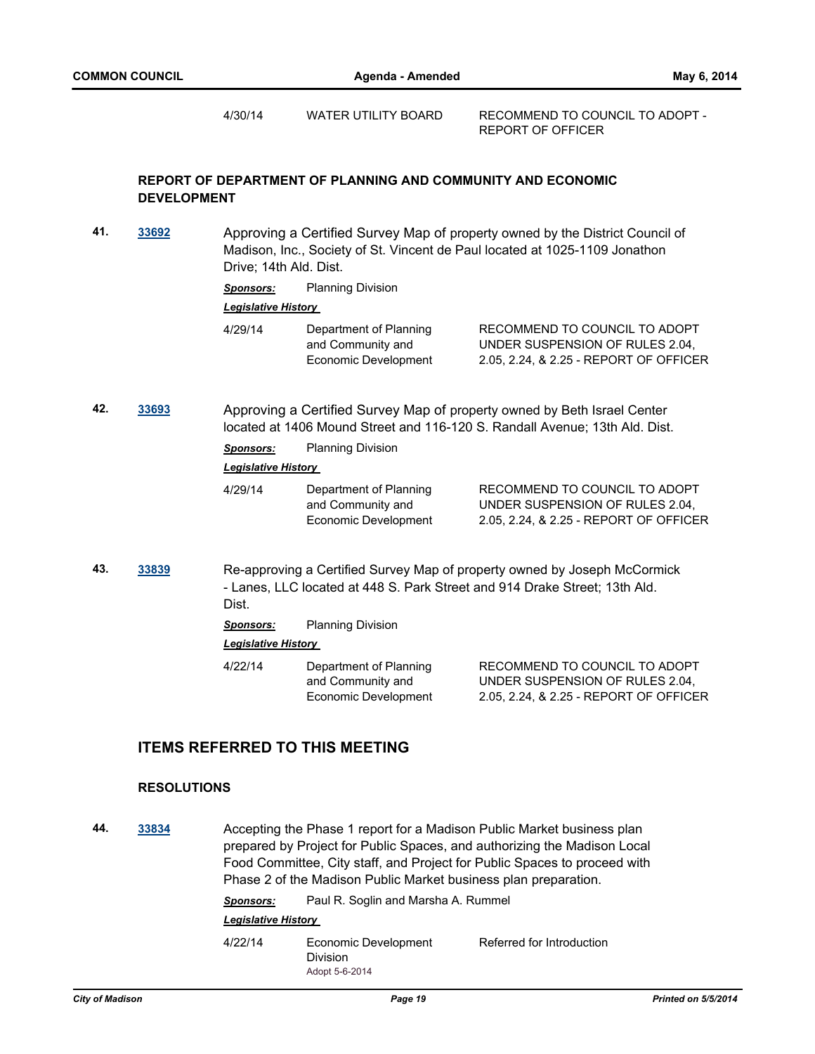| | | |
|---|---|---|
| 4/30/14 | WATER UTILITY BOARD | RECOMMEND TO COUNCIL TO ADOPT - REPORT OF OFFICER |

### REPORT OF DEPARTMENT OF PLANNING AND COMMUNITY AND ECONOMIC DEVELOPMENT

**41.** **33692** Approving a Certified Survey Map of property owned by the District Council of Madison, Inc., Society of St. Vincent de Paul located at 1025-1109 Jonathon Drive; 14th Ald. Dist.

***Sponsors:*** Planning Division

***Legislative History***

| | | |
|---|---|---|
| 4/29/14 | Department of Planning and Community and Economic Development | RECOMMEND TO COUNCIL TO ADOPT UNDER SUSPENSION OF RULES 2.04, 2.05, 2.24, & 2.25 - REPORT OF OFFICER |

**42.** **33693** Approving a Certified Survey Map of property owned by Beth Israel Center located at 1406 Mound Street and 116-120 S. Randall Avenue; 13th Ald. Dist.

***Sponsors:*** Planning Division

***Legislative History***

| | | |
|---|---|---|
| 4/29/14 | Department of Planning and Community and Economic Development | RECOMMEND TO COUNCIL TO ADOPT UNDER SUSPENSION OF RULES 2.04, 2.05, 2.24, & 2.25 - REPORT OF OFFICER |

**43.** **33839** Re-approving a Certified Survey Map of property owned by Joseph McCormick - Lanes, LLC located at 448 S. Park Street and 914 Drake Street; 13th Ald. Dist.

***Sponsors:*** Planning Division

***Legislative History***

| | | |
|---|---|---|
| 4/22/14 | Department of Planning and Community and Economic Development | RECOMMEND TO COUNCIL TO ADOPT UNDER SUSPENSION OF RULES 2.04, 2.05, 2.24, & 2.25 - REPORT OF OFFICER |

## ITEMS REFERRED TO THIS MEETING

### RESOLUTIONS

**44.** **33834** Accepting the Phase 1 report for a Madison Public Market business plan prepared by Project for Public Spaces, and authorizing the Madison Local Food Committee, City staff, and Project for Public Spaces to proceed with Phase 2 of the Madison Public Market business plan preparation.

***Sponsors:*** Paul R. Soglin and Marsha A. Rummel

***Legislative History***

| | | |
|---|---|---|
| 4/22/14 | Economic Development Division<br>Adopt 5-6-2014 | Referred for Introduction |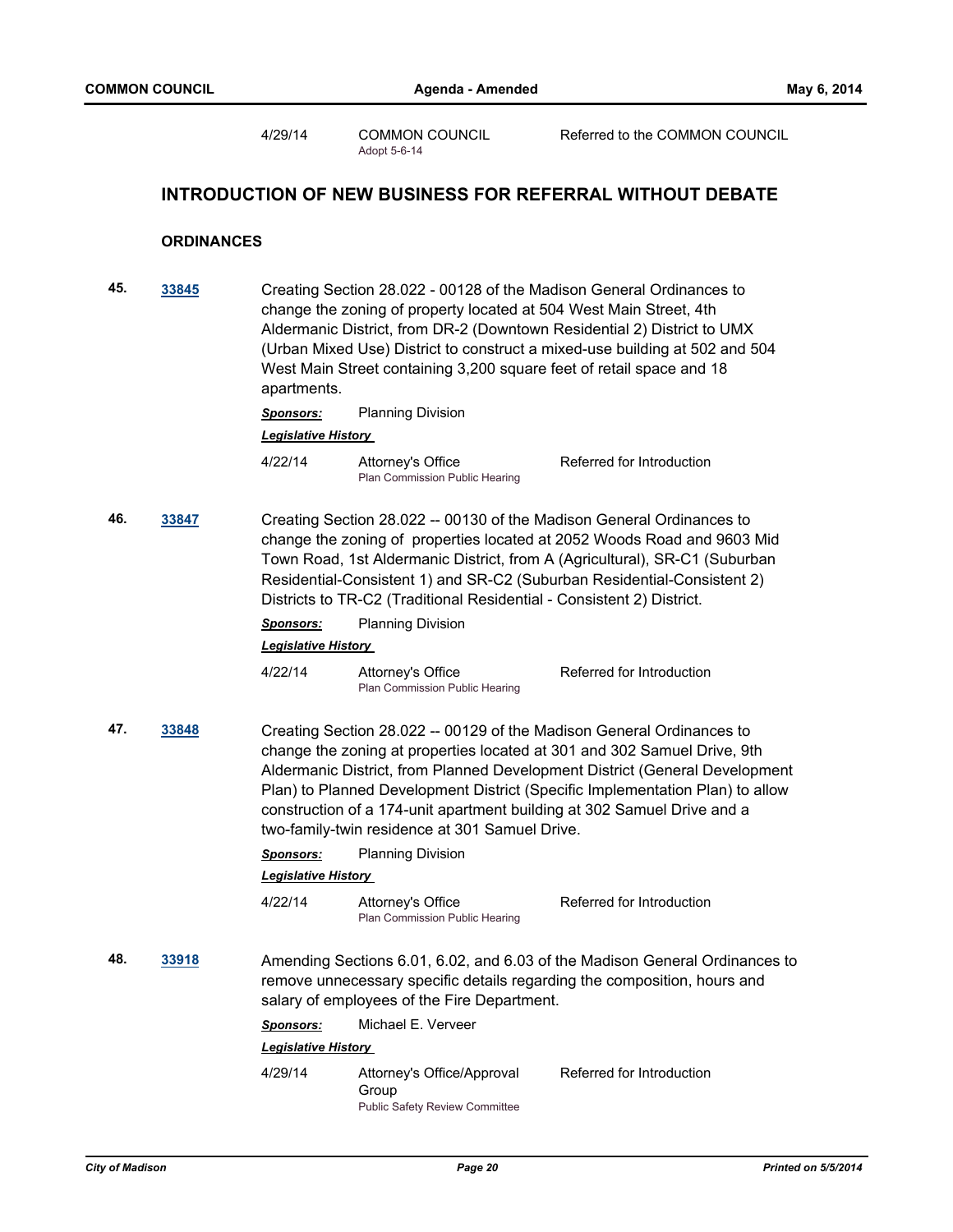| 4/29/14 | COMMON COUNCIL<br>Adopt 5-6-14 | Referred to the COMMON COUNCIL |
|---|---|---|

## INTRODUCTION OF NEW BUSINESS FOR REFERRAL WITHOUT DEBATE

### ORDINANCES

**45. 33845**

Creating Section 28.022 - 00128 of the Madison General Ordinances to change the zoning of property located at 504 West Main Street, 4th Aldermanic District, from DR-2 (Downtown Residential 2) District to UMX (Urban Mixed Use) District to construct a mixed-use building at 502 and 504 West Main Street containing 3,200 square feet of retail space and 18 apartments.

***Sponsors:*** Planning Division

***Legislative History***

| 4/22/14 | Attorney's Office<br>Plan Commission Public Hearing | Referred for Introduction |
|---|---|---|

**46. 33847**

Creating Section 28.022 -- 00130 of the Madison General Ordinances to change the zoning of properties located at 2052 Woods Road and 9603 Mid Town Road, 1st Aldermanic District, from A (Agricultural), SR-C1 (Suburban Residential-Consistent 1) and SR-C2 (Suburban Residential-Consistent 2) Districts to TR-C2 (Traditional Residential - Consistent 2) District.

***Sponsors:*** Planning Division

***Legislative History***

| 4/22/14 | Attorney's Office<br>Plan Commission Public Hearing | Referred for Introduction |
|---|---|---|

**47. 33848**

Creating Section 28.022 -- 00129 of the Madison General Ordinances to change the zoning at properties located at 301 and 302 Samuel Drive, 9th Aldermanic District, from Planned Development District (General Development Plan) to Planned Development District (Specific Implementation Plan) to allow construction of a 174-unit apartment building at 302 Samuel Drive and a two-family-twin residence at 301 Samuel Drive.

***Sponsors:*** Planning Division

***Legislative History***

| 4/22/14 | Attorney's Office<br>Plan Commission Public Hearing | Referred for Introduction |
|---|---|---|

**48. 33918**

Amending Sections 6.01, 6.02, and 6.03 of the Madison General Ordinances to remove unnecessary specific details regarding the composition, hours and salary of employees of the Fire Department.

***Sponsors:*** Michael E. Verveer

***Legislative History***

| 4/29/14 | Attorney's Office/Approval Group<br>Public Safety Review Committee | Referred for Introduction |
|---|---|---|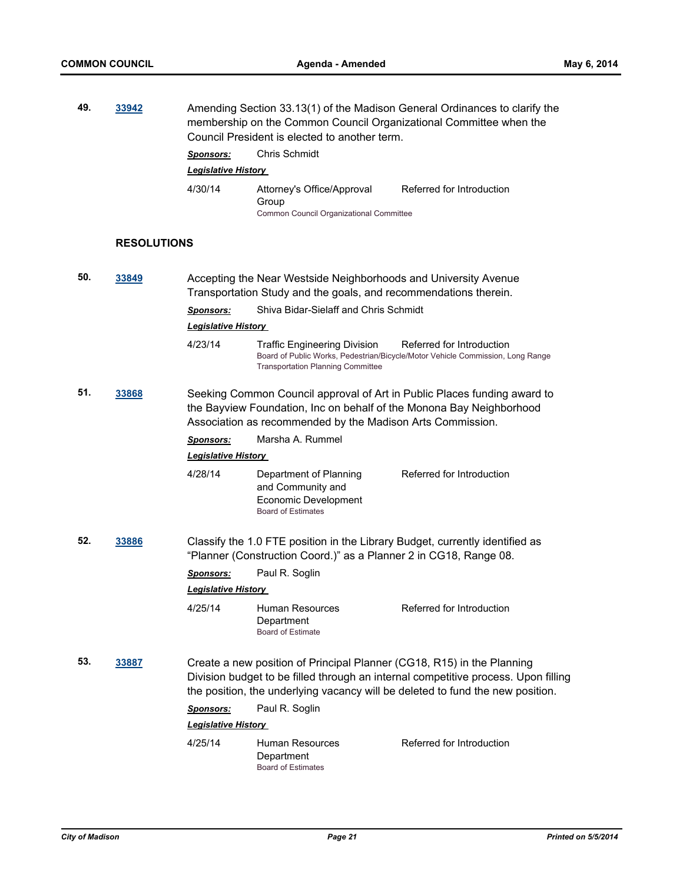**49.** **33942** Amending Section 33.13(1) of the Madison General Ordinances to clarify the membership on the Common Council Organizational Committee when the Council President is elected to another term.

***Sponsors:*** Chris Schmidt

***Legislative History***

4/30/14 Attorney's Office/Approval Group — Referred for Introduction
Common Council Organizational Committee

## RESOLUTIONS

**50.** **33849** Accepting the Near Westside Neighborhoods and University Avenue Transportation Study and the goals, and recommendations therein.

***Sponsors:*** Shiva Bidar-Sielaff and Chris Schmidt

***Legislative History***

4/23/14 Traffic Engineering Division — Referred for Introduction
Board of Public Works, Pedestrian/Bicycle/Motor Vehicle Commission, Long Range Transportation Planning Committee

**51.** **33868** Seeking Common Council approval of Art in Public Places funding award to the Bayview Foundation, Inc on behalf of the Monona Bay Neighborhood Association as recommended by the Madison Arts Commission.

***Sponsors:*** Marsha A. Rummel

***Legislative History***

4/28/14 Department of Planning and Community and Economic Development — Referred for Introduction
Board of Estimates

**52.** **33886** Classify the 1.0 FTE position in the Library Budget, currently identified as "Planner (Construction Coord.)" as a Planner 2 in CG18, Range 08.

***Sponsors:*** Paul R. Soglin

***Legislative History***

4/25/14 Human Resources Department — Referred for Introduction
Board of Estimate

**53.** **33887** Create a new position of Principal Planner (CG18, R15) in the Planning Division budget to be filled through an internal competitive process. Upon filling the position, the underlying vacancy will be deleted to fund the new position.

***Sponsors:*** Paul R. Soglin

***Legislative History***

4/25/14 Human Resources Department — Referred for Introduction
Board of Estimates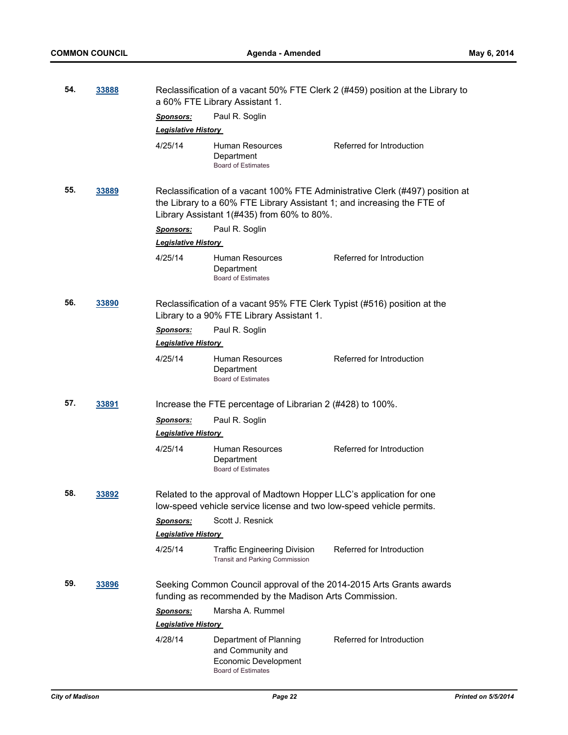**54.** **33888** Reclassification of a vacant 50% FTE Clerk 2 (#459) position at the Library to a 60% FTE Library Assistant 1.

***Sponsors:*** Paul R. Soglin

***Legislative History***

| | | |
|---|---|---|
| 4/25/14 | Human Resources Department<br>Board of Estimates | Referred for Introduction |

**55.** **33889** Reclassification of a vacant 100% FTE Administrative Clerk (#497) position at the Library to a 60% FTE Library Assistant 1; and increasing the FTE of Library Assistant 1(#435) from 60% to 80%.

***Sponsors:*** Paul R. Soglin

***Legislative History***

| | | |
|---|---|---|
| 4/25/14 | Human Resources Department<br>Board of Estimates | Referred for Introduction |

**56.** **33890** Reclassification of a vacant 95% FTE Clerk Typist (#516) position at the Library to a 90% FTE Library Assistant 1.

***Sponsors:*** Paul R. Soglin

***Legislative History***

| | | |
|---|---|---|
| 4/25/14 | Human Resources Department<br>Board of Estimates | Referred for Introduction |

**57.** **33891** Increase the FTE percentage of Librarian 2 (#428) to 100%.

***Sponsors:*** Paul R. Soglin

***Legislative History***

| | | |
|---|---|---|
| 4/25/14 | Human Resources Department<br>Board of Estimates | Referred for Introduction |

**58.** **33892** Related to the approval of Madtown Hopper LLC's application for one low-speed vehicle service license and two low-speed vehicle permits.

***Sponsors:*** Scott J. Resnick

***Legislative History***

| | | |
|---|---|---|
| 4/25/14 | Traffic Engineering Division<br>Transit and Parking Commission | Referred for Introduction |

**59.** **33896** Seeking Common Council approval of the 2014-2015 Arts Grants awards funding as recommended by the Madison Arts Commission.

***Sponsors:*** Marsha A. Rummel

***Legislative History***

| | | |
|---|---|---|
| 4/28/14 | Department of Planning and Community and Economic Development<br>Board of Estimates | Referred for Introduction |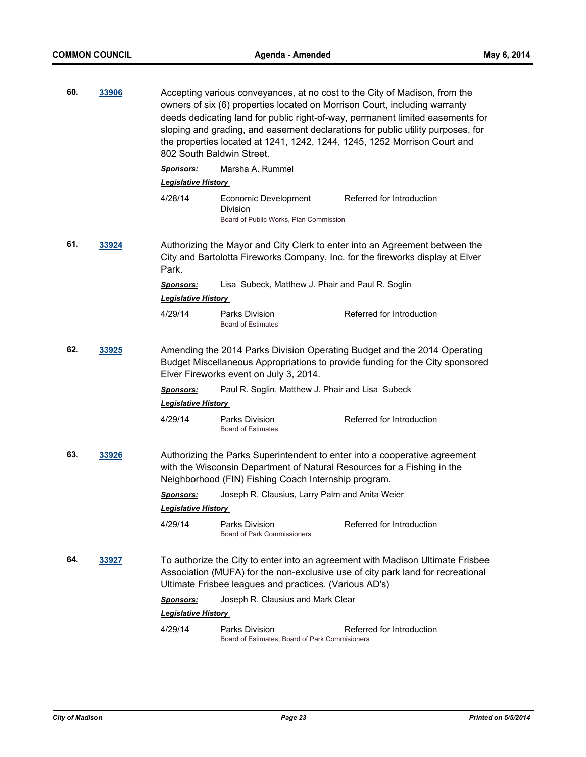**60.** **33906**

Accepting various conveyances, at no cost to the City of Madison, from the owners of six (6) properties located on Morrison Court, including warranty deeds dedicating land for public right-of-way, permanent limited easements for sloping and grading, and easement declarations for public utility purposes, for the properties located at 1241, 1242, 1244, 1245, 1252 Morrison Court and 802 South Baldwin Street.

***Sponsors:*** Marsha A. Rummel

***Legislative History***

| | | |
|---|---|---|
| 4/28/14 | Economic Development Division<br>Board of Public Works, Plan Commission | Referred for Introduction |

**61.** **33924**

Authorizing the Mayor and City Clerk to enter into an Agreement between the City and Bartolotta Fireworks Company, Inc. for the fireworks display at Elver Park.

***Sponsors:*** Lisa Subeck, Matthew J. Phair and Paul R. Soglin

***Legislative History***

| | | |
|---|---|---|
| 4/29/14 | Parks Division<br>Board of Estimates | Referred for Introduction |

**62.** **33925**

Amending the 2014 Parks Division Operating Budget and the 2014 Operating Budget Miscellaneous Appropriations to provide funding for the City sponsored Elver Fireworks event on July 3, 2014.

***Sponsors:*** Paul R. Soglin, Matthew J. Phair and Lisa Subeck

***Legislative History***

| | | |
|---|---|---|
| 4/29/14 | Parks Division<br>Board of Estimates | Referred for Introduction |

**63.** **33926**

Authorizing the Parks Superintendent to enter into a cooperative agreement with the Wisconsin Department of Natural Resources for a Fishing in the Neighborhood (FIN) Fishing Coach Internship program.

***Sponsors:*** Joseph R. Clausius, Larry Palm and Anita Weier

***Legislative History***

| | | |
|---|---|---|
| 4/29/14 | Parks Division<br>Board of Park Commissioners | Referred for Introduction |

**64.** **33927**

To authorize the City to enter into an agreement with Madison Ultimate Frisbee Association (MUFA) for the non-exclusive use of city park land for recreational Ultimate Frisbee leagues and practices. (Various AD's)

***Sponsors:*** Joseph R. Clausius and Mark Clear

***Legislative History***

| | | |
|---|---|---|
| 4/29/14 | Parks Division<br>Board of Estimates; Board of Park Commisioners | Referred for Introduction |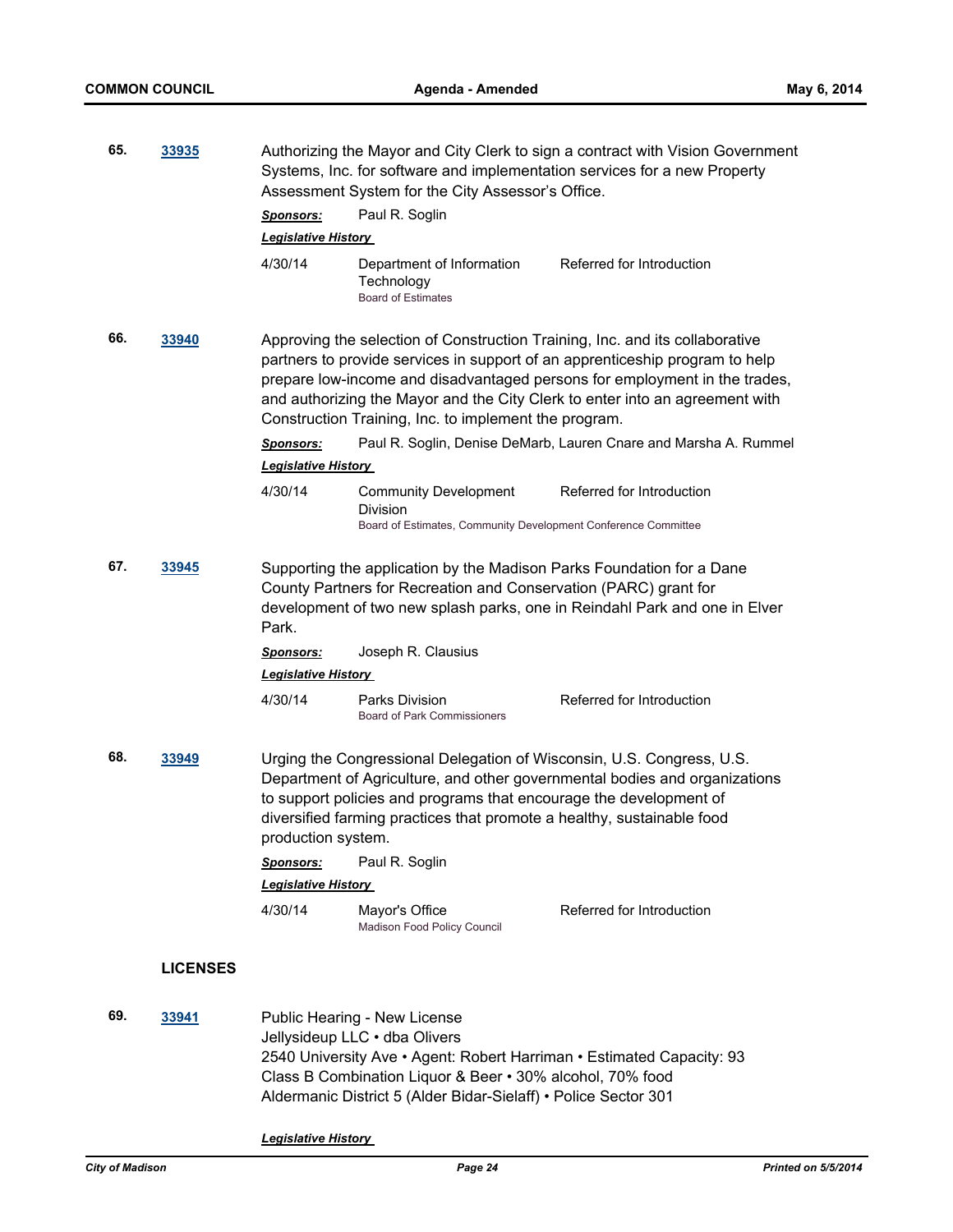**65.** **[33935]** Authorizing the Mayor and City Clerk to sign a contract with Vision Government Systems, Inc. for software and implementation services for a new Property Assessment System for the City Assessor's Office.

***Sponsors:*** Paul R. Soglin

***Legislative History***

| | | |
|---|---|---|
| 4/30/14 | Department of Information Technology<br>Board of Estimates | Referred for Introduction |

**66.** **[33940]** Approving the selection of Construction Training, Inc. and its collaborative partners to provide services in support of an apprenticeship program to help prepare low-income and disadvantaged persons for employment in the trades, and authorizing the Mayor and the City Clerk to enter into an agreement with Construction Training, Inc. to implement the program.

***Sponsors:*** Paul R. Soglin, Denise DeMarb, Lauren Cnare and Marsha A. Rummel

***Legislative History***

| | | |
|---|---|---|
| 4/30/14 | Community Development Division<br>Board of Estimates, Community Development Conference Committee | Referred for Introduction |

**67.** **[33945]** Supporting the application by the Madison Parks Foundation for a Dane County Partners for Recreation and Conservation (PARC) grant for development of two new splash parks, one in Reindahl Park and one in Elver Park.

***Sponsors:*** Joseph R. Clausius

***Legislative History***

| | | |
|---|---|---|
| 4/30/14 | Parks Division<br>Board of Park Commissioners | Referred for Introduction |

**68.** **[33949]** Urging the Congressional Delegation of Wisconsin, U.S. Congress, U.S. Department of Agriculture, and other governmental bodies and organizations to support policies and programs that encourage the development of diversified farming practices that promote a healthy, sustainable food production system.

***Sponsors:*** Paul R. Soglin

***Legislative History***

| | | |
|---|---|---|
| 4/30/14 | Mayor's Office<br>Madison Food Policy Council | Referred for Introduction |

## LICENSES

**69.** **[33941]** Public Hearing - New License
Jellysideup LLC • dba Olivers
2540 University Ave • Agent: Robert Harriman • Estimated Capacity: 93
Class B Combination Liquor & Beer • 30% alcohol, 70% food
Aldermanic District 5 (Alder Bidar-Sielaff) • Police Sector 301

***Legislative History***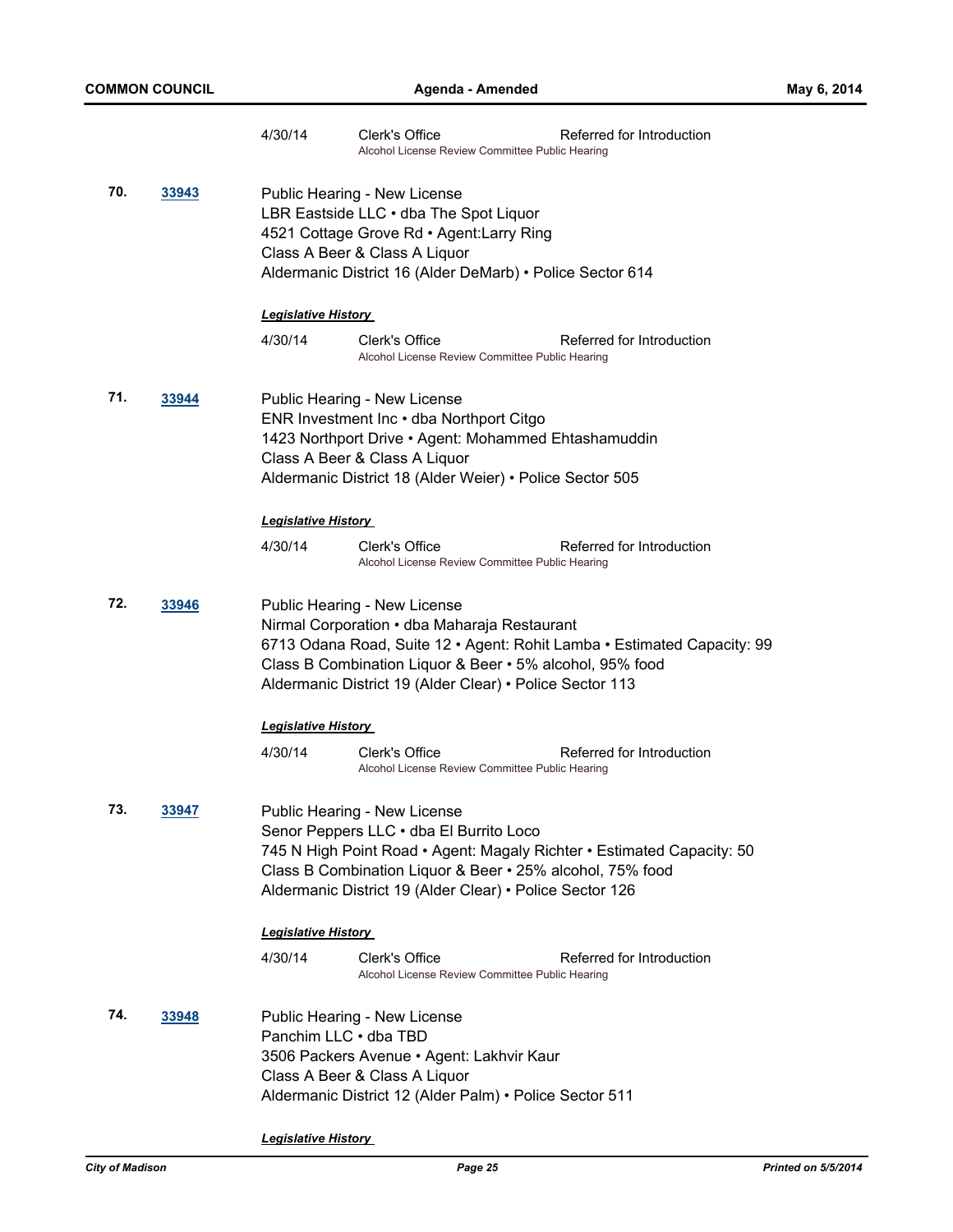| | | | | |
|---|---|---|---|---|
| | | 4/30/14 | Clerk's Office<br>Alcohol License Review Committee Public Hearing | Referred for Introduction |

**70.** **33943**

Public Hearing - New License
LBR Eastside LLC • dba The Spot Liquor
4521 Cottage Grove Rd • Agent:Larry Ring
Class A Beer & Class A Liquor
Aldermanic District 16 (Alder DeMarb) • Police Sector 614

***Legislative History***

| | | |
|---|---|---|
| 4/30/14 | Clerk's Office<br>Alcohol License Review Committee Public Hearing | Referred for Introduction |

**71.** **33944**

Public Hearing - New License
ENR Investment Inc • dba Northport Citgo
1423 Northport Drive • Agent: Mohammed Ehtashamuddin
Class A Beer & Class A Liquor
Aldermanic District 18 (Alder Weier) • Police Sector 505

***Legislative History***

| | | |
|---|---|---|
| 4/30/14 | Clerk's Office<br>Alcohol License Review Committee Public Hearing | Referred for Introduction |

**72.** **33946**

Public Hearing - New License
Nirmal Corporation • dba Maharaja Restaurant
6713 Odana Road, Suite 12 • Agent: Rohit Lamba • Estimated Capacity: 99
Class B Combination Liquor & Beer • 5% alcohol, 95% food
Aldermanic District 19 (Alder Clear) • Police Sector 113

***Legislative History***

| | | |
|---|---|---|
| 4/30/14 | Clerk's Office<br>Alcohol License Review Committee Public Hearing | Referred for Introduction |

**73.** **33947**

Public Hearing - New License
Senor Peppers LLC • dba El Burrito Loco
745 N High Point Road • Agent: Magaly Richter • Estimated Capacity: 50
Class B Combination Liquor & Beer • 25% alcohol, 75% food
Aldermanic District 19 (Alder Clear) • Police Sector 126

***Legislative History***

| | | |
|---|---|---|
| 4/30/14 | Clerk's Office<br>Alcohol License Review Committee Public Hearing | Referred for Introduction |

**74.** **33948**

Public Hearing - New License
Panchim LLC • dba TBD
3506 Packers Avenue • Agent: Lakhvir Kaur
Class A Beer & Class A Liquor
Aldermanic District 12 (Alder Palm) • Police Sector 511

***Legislative History***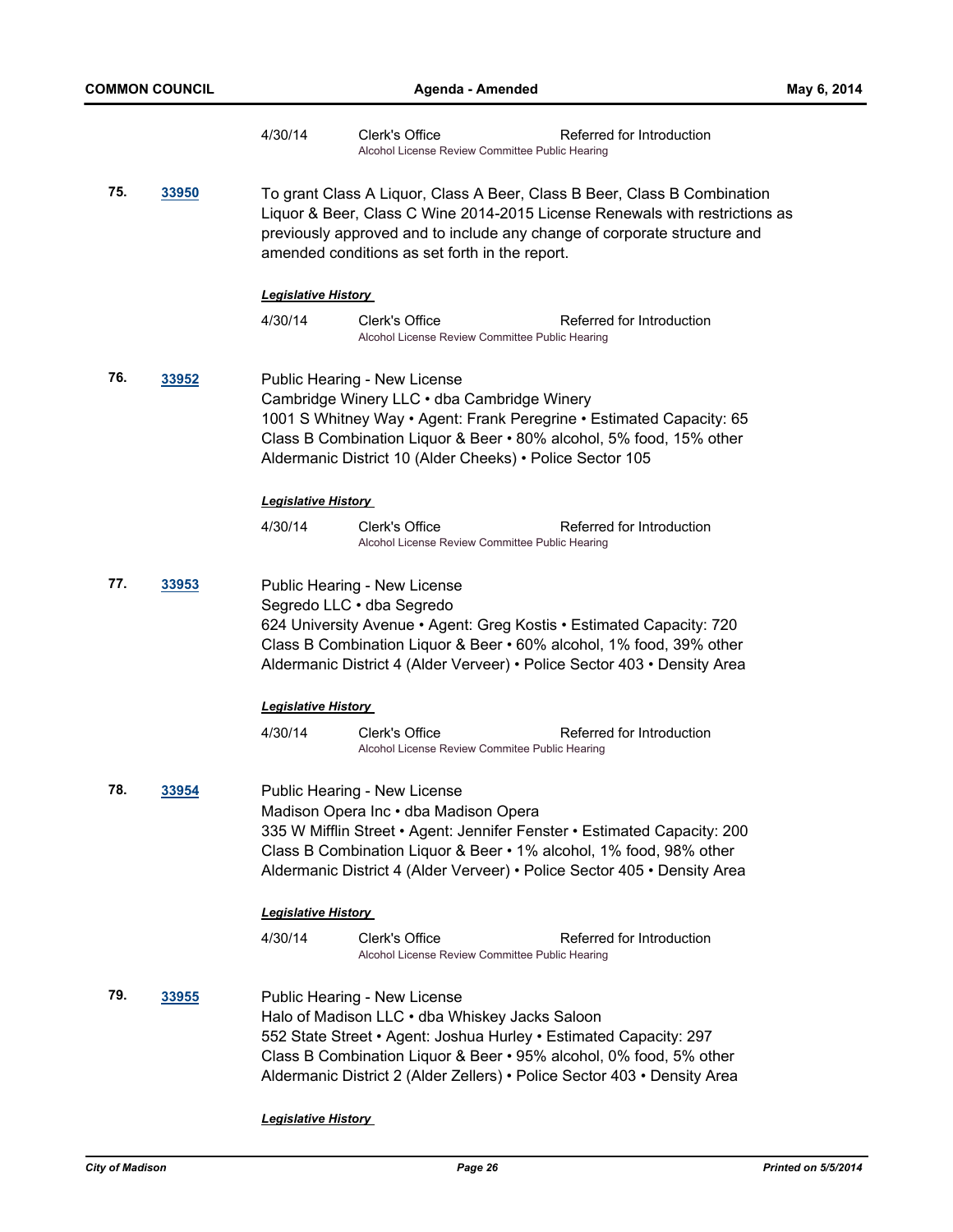| | |
|---|---|
| 4/30/14 Clerk's Office | Referred for Introduction |
| Alcohol License Review Committee Public Hearing | |

**75.** **33950**

To grant Class A Liquor, Class A Beer, Class B Beer, Class B Combination Liquor & Beer, Class C Wine 2014-2015 License Renewals with restrictions as previously approved and to include any change of corporate structure and amended conditions as set forth in the report.

***Legislative History***

| | | |
|---|---|---|
| 4/30/14 | Clerk's Office | Referred for Introduction |
| | Alcohol License Review Committee Public Hearing | |

**76.** **33952**

Public Hearing - New License
Cambridge Winery LLC • dba Cambridge Winery
1001 S Whitney Way • Agent: Frank Peregrine • Estimated Capacity: 65
Class B Combination Liquor & Beer • 80% alcohol, 5% food, 15% other
Aldermanic District 10 (Alder Cheeks) • Police Sector 105

***Legislative History***

| | | |
|---|---|---|
| 4/30/14 | Clerk's Office | Referred for Introduction |
| | Alcohol License Review Committee Public Hearing | |

**77.** **33953**

Public Hearing - New License
Segredo LLC • dba Segredo
624 University Avenue • Agent: Greg Kostis • Estimated Capacity: 720
Class B Combination Liquor & Beer • 60% alcohol, 1% food, 39% other
Aldermanic District 4 (Alder Verveer) • Police Sector 403 • Density Area

***Legislative History***

| | | |
|---|---|---|
| 4/30/14 | Clerk's Office | Referred for Introduction |
| | Alcohol License Review Commitee Public Hearing | |

**78.** **33954**

Public Hearing - New License
Madison Opera Inc • dba Madison Opera
335 W Mifflin Street • Agent: Jennifer Fenster • Estimated Capacity: 200
Class B Combination Liquor & Beer • 1% alcohol, 1% food, 98% other
Aldermanic District 4 (Alder Verveer) • Police Sector 405 • Density Area

***Legislative History***

| | | |
|---|---|---|
| 4/30/14 | Clerk's Office | Referred for Introduction |
| | Alcohol License Review Committee Public Hearing | |

**79.** **33955**

Public Hearing - New License
Halo of Madison LLC • dba Whiskey Jacks Saloon
552 State Street • Agent: Joshua Hurley • Estimated Capacity: 297
Class B Combination Liquor & Beer • 95% alcohol, 0% food, 5% other
Aldermanic District 2 (Alder Zellers) • Police Sector 403 • Density Area

***Legislative History***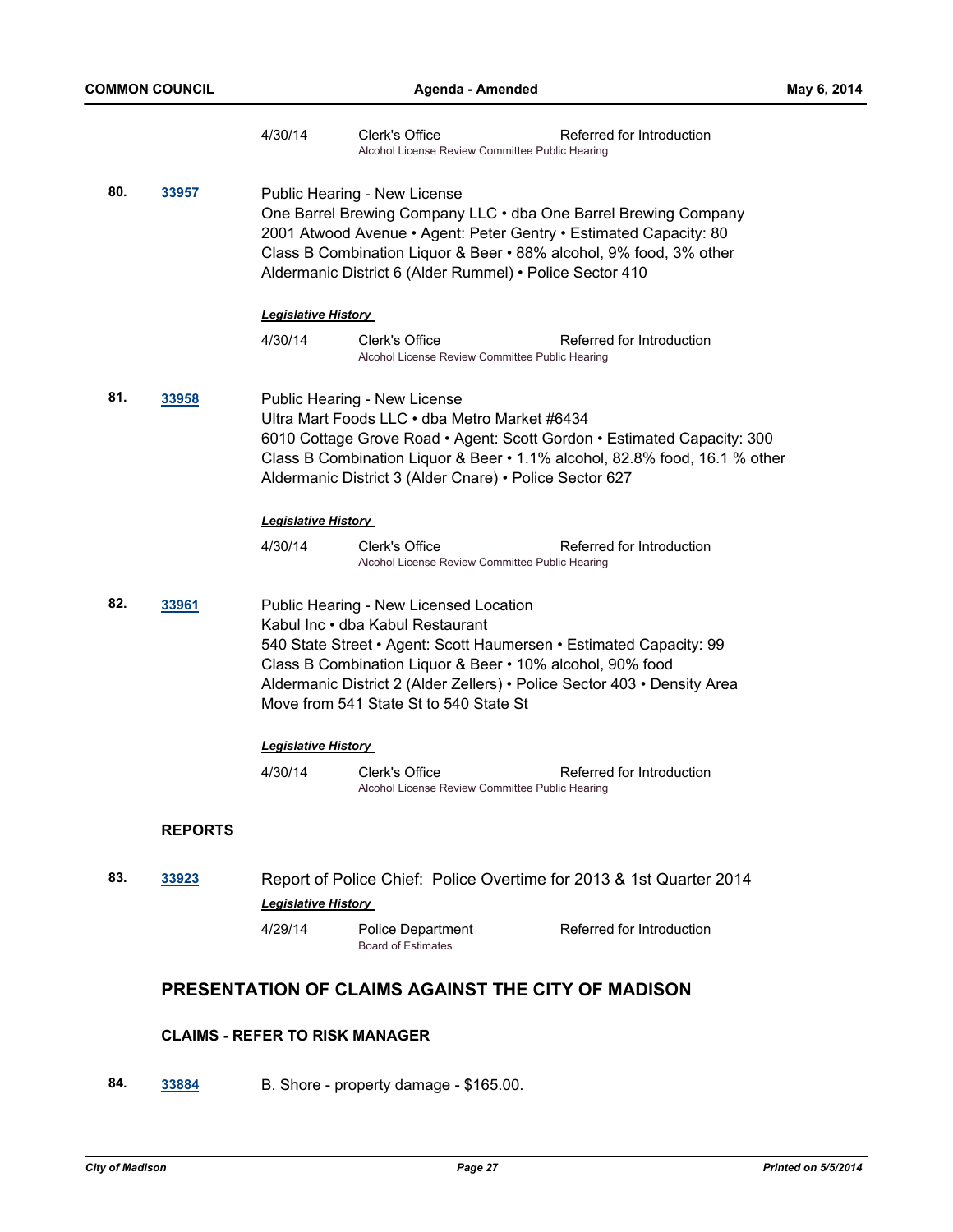| | | | |
|---|---|---|---|
| | 4/30/14 | Clerk's Office<br>Alcohol License Review Committee Public Hearing | Referred for Introduction |

**80.** **33957**

Public Hearing - New License
One Barrel Brewing Company LLC • dba One Barrel Brewing Company
2001 Atwood Avenue • Agent: Peter Gentry • Estimated Capacity: 80
Class B Combination Liquor & Beer • 88% alcohol, 9% food, 3% other
Aldermanic District 6 (Alder Rummel) • Police Sector 410

***Legislative History***

| | | |
|---|---|---|
| 4/30/14 | Clerk's Office<br>Alcohol License Review Committee Public Hearing | Referred for Introduction |

**81.** **33958**

Public Hearing - New License
Ultra Mart Foods LLC • dba Metro Market #6434
6010 Cottage Grove Road • Agent: Scott Gordon • Estimated Capacity: 300
Class B Combination Liquor & Beer • 1.1% alcohol, 82.8% food, 16.1 % other
Aldermanic District 3 (Alder Cnare) • Police Sector 627

***Legislative History***

| | | |
|---|---|---|
| 4/30/14 | Clerk's Office<br>Alcohol License Review Committee Public Hearing | Referred for Introduction |

**82.** **33961**

Public Hearing - New Licensed Location
Kabul Inc • dba Kabul Restaurant
540 State Street • Agent: Scott Haumersen • Estimated Capacity: 99
Class B Combination Liquor & Beer • 10% alcohol, 90% food
Aldermanic District 2 (Alder Zellers) • Police Sector 403 • Density Area
Move from 541 State St to 540 State St

***Legislative History***

| | | |
|---|---|---|
| 4/30/14 | Clerk's Office<br>Alcohol License Review Committee Public Hearing | Referred for Introduction |

### REPORTS

**83.** **33923**

Report of Police Chief: Police Overtime for 2013 & 1st Quarter 2014

***Legislative History***

| | | |
|---|---|---|
| 4/29/14 | Police Department<br>Board of Estimates | Referred for Introduction |

## PRESENTATION OF CLAIMS AGAINST THE CITY OF MADISON

### CLAIMS - REFER TO RISK MANAGER

**84.** **33884** B. Shore - property damage - $165.00.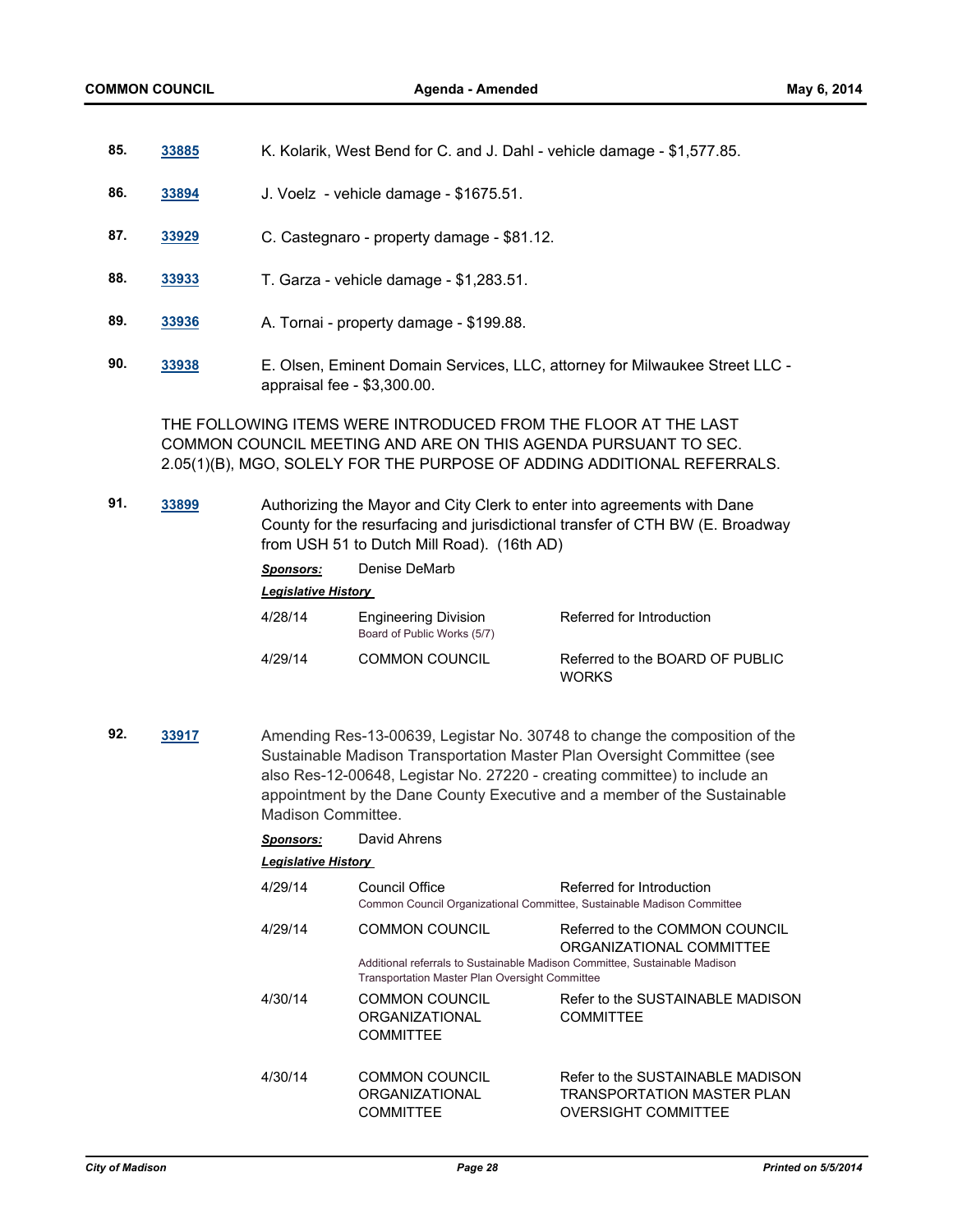85. **33885** K. Kolarik, West Bend for C. and J. Dahl - vehicle damage - $1,577.85.

86. **33894** J. Voelz - vehicle damage - $1675.51.

87. **33929** C. Castegnaro - property damage - $81.12.

88. **33933** T. Garza - vehicle damage - $1,283.51.

89. **33936** A. Tornai - property damage - $199.88.

90. **33938** E. Olsen, Eminent Domain Services, LLC, attorney for Milwaukee Street LLC - appraisal fee - $3,300.00.

THE FOLLOWING ITEMS WERE INTRODUCED FROM THE FLOOR AT THE LAST COMMON COUNCIL MEETING AND ARE ON THIS AGENDA PURSUANT TO SEC. 2.05(1)(B), MGO, SOLELY FOR THE PURPOSE OF ADDING ADDITIONAL REFERRALS.

91. **33899** Authorizing the Mayor and City Clerk to enter into agreements with Dane County for the resurfacing and jurisdictional transfer of CTH BW (E. Broadway from USH 51 to Dutch Mill Road). (16th AD)

***Sponsors:*** Denise DeMarb

***Legislative History***

| Date | Body | Action |
|---|---|---|
| 4/28/14 | Engineering Division<br>Board of Public Works (5/7) | Referred for Introduction |
| 4/29/14 | COMMON COUNCIL | Referred to the BOARD OF PUBLIC WORKS |

92. **33917** Amending Res-13-00639, Legistar No. 30748 to change the composition of the Sustainable Madison Transportation Master Plan Oversight Committee (see also Res-12-00648, Legistar No. 27220 - creating committee) to include an appointment by the Dane County Executive and a member of the Sustainable Madison Committee.

***Sponsors:*** David Ahrens

***Legislative History***

| Date | Body | Action |
|---|---|---|
| 4/29/14 | Council Office<br>Common Council Organizational Committee, Sustainable Madison Committee | Referred for Introduction |
| 4/29/14 | COMMON COUNCIL<br>Additional referrals to Sustainable Madison Committee, Sustainable Madison Transportation Master Plan Oversight Committee | Referred to the COMMON COUNCIL ORGANIZATIONAL COMMITTEE |
| 4/30/14 | COMMON COUNCIL ORGANIZATIONAL COMMITTEE | Refer to the SUSTAINABLE MADISON COMMITTEE |
| 4/30/14 | COMMON COUNCIL ORGANIZATIONAL COMMITTEE | Refer to the SUSTAINABLE MADISON TRANSPORTATION MASTER PLAN OVERSIGHT COMMITTEE |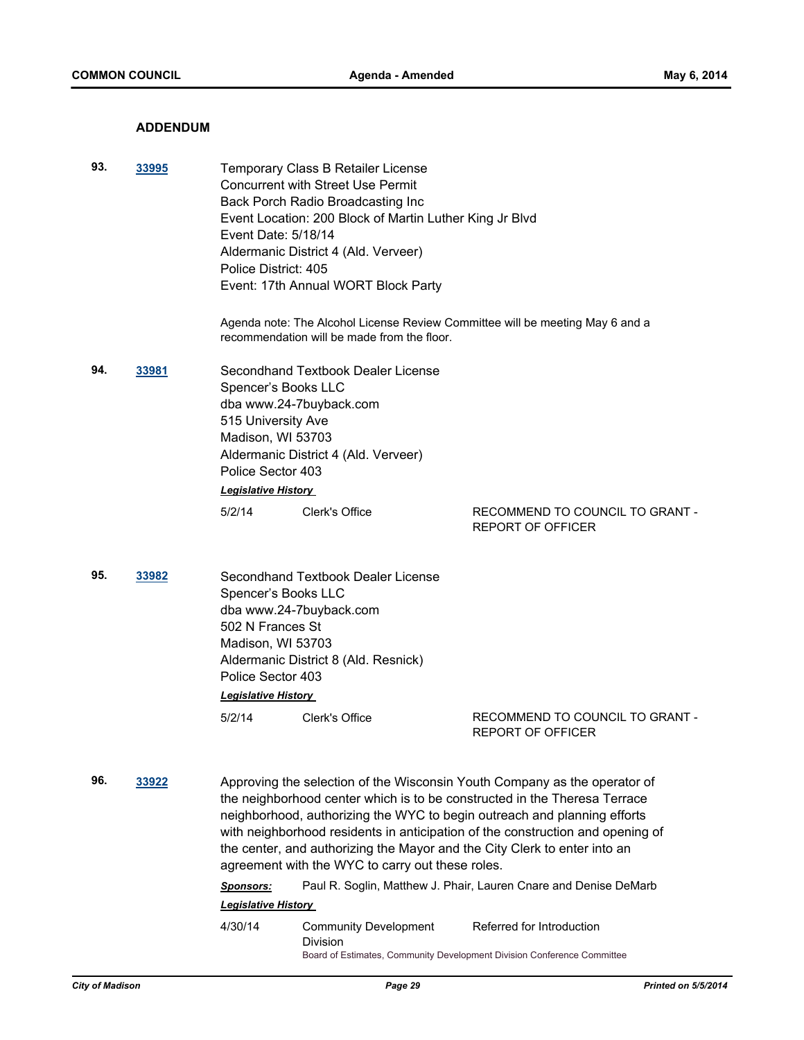## ADDENDUM

**93.** **33995**

Temporary Class B Retailer License
Concurrent with Street Use Permit
Back Porch Radio Broadcasting Inc
Event Location: 200 Block of Martin Luther King Jr Blvd
Event Date: 5/18/14
Aldermanic District 4 (Ald. Verveer)
Police District: 405
Event: 17th Annual WORT Block Party

Agenda note: The Alcohol License Review Committee will be meeting May 6 and a recommendation will be made from the floor.

**94.** **33981**

Secondhand Textbook Dealer License
Spencer's Books LLC
dba www.24-7buyback.com
515 University Ave
Madison, WI 53703
Aldermanic District 4 (Ald. Verveer)
Police Sector 403

***Legislative History***

| | | |
|---|---|---|
| 5/2/14 | Clerk's Office | RECOMMEND TO COUNCIL TO GRANT - REPORT OF OFFICER |

**95.** **33982**

Secondhand Textbook Dealer License
Spencer's Books LLC
dba www.24-7buyback.com
502 N Frances St
Madison, WI 53703
Aldermanic District 8 (Ald. Resnick)
Police Sector 403

***Legislative History***

| | | |
|---|---|---|
| 5/2/14 | Clerk's Office | RECOMMEND TO COUNCIL TO GRANT - REPORT OF OFFICER |

**96.** **33922**

Approving the selection of the Wisconsin Youth Company as the operator of the neighborhood center which is to be constructed in the Theresa Terrace neighborhood, authorizing the WYC to begin outreach and planning efforts with neighborhood residents in anticipation of the construction and opening of the center, and authorizing the Mayor and the City Clerk to enter into an agreement with the WYC to carry out these roles.

***Sponsors:*** Paul R. Soglin, Matthew J. Phair, Lauren Cnare and Denise DeMarb

***Legislative History***

| | | |
|---|---|---|
| 4/30/14 | Community Development Division | Referred for Introduction |
| | Board of Estimates, Community Development Division Conference Committee | |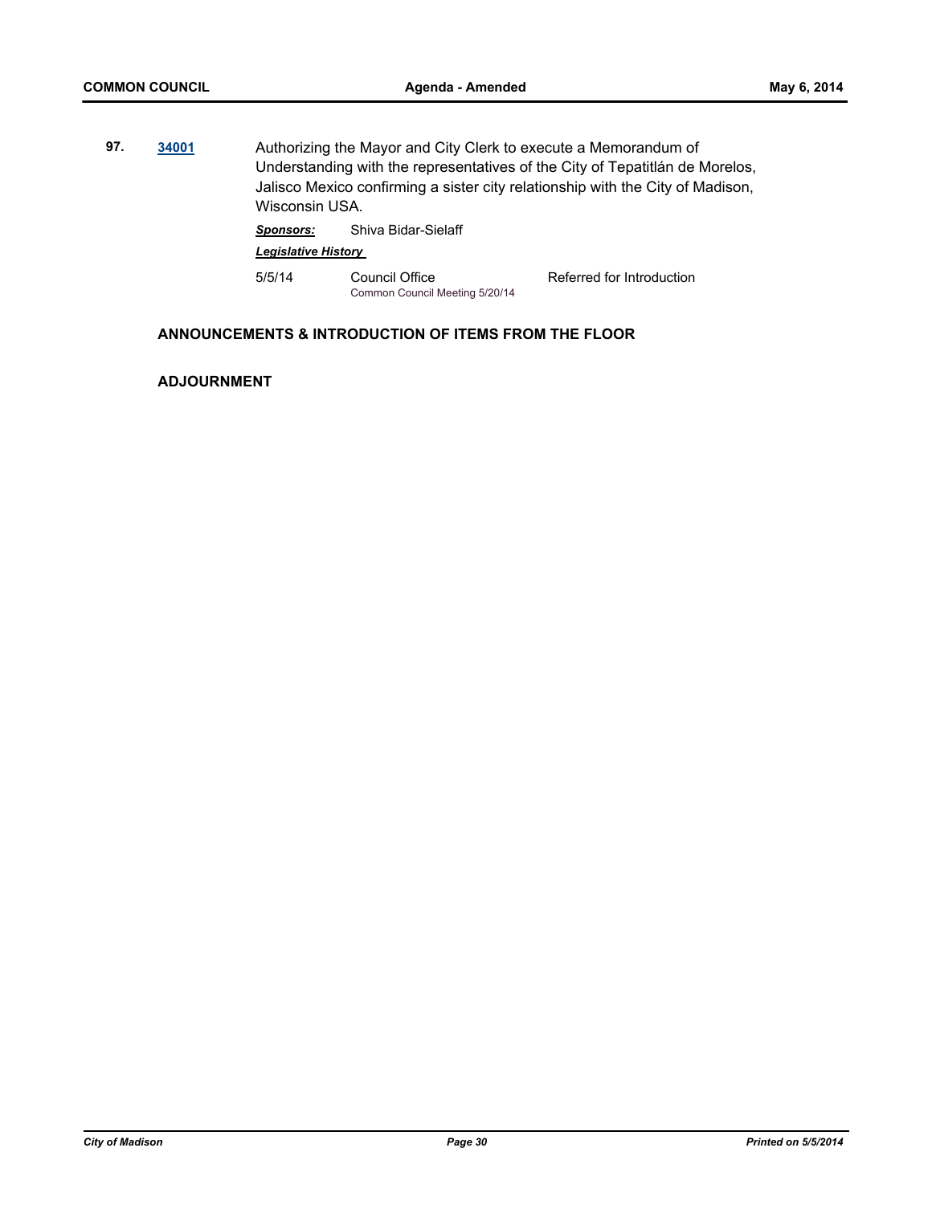**97.** **34001** Authorizing the Mayor and City Clerk to execute a Memorandum of Understanding with the representatives of the City of Tepatitlán de Morelos, Jalisco Mexico confirming a sister city relationship with the City of Madison, Wisconsin USA.

***Sponsors:*** Shiva Bidar-Sielaff

***Legislative History***

5/5/14 Council Office — Referred for Introduction
Common Council Meeting 5/20/14

## ANNOUNCEMENTS & INTRODUCTION OF ITEMS FROM THE FLOOR

## ADJOURNMENT